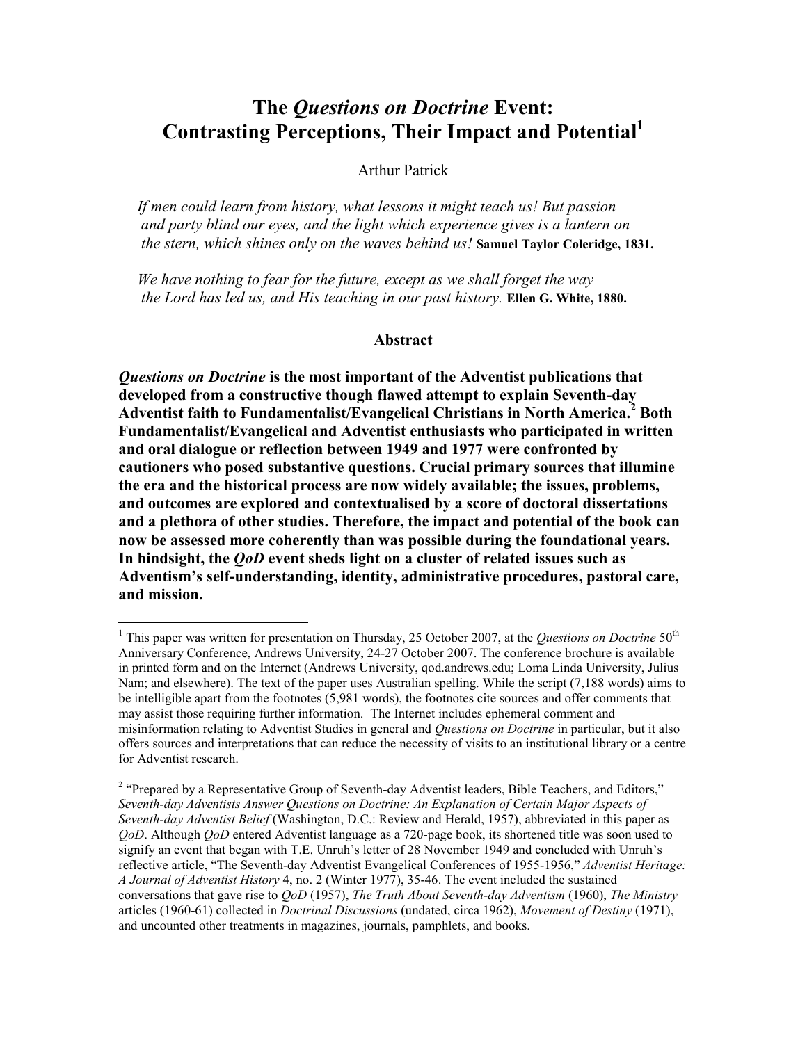# The *Questions on Doctrine* Event: Contrasting Perceptions, Their Impact and Potential[1]

Arthur Patrick

> *If men could learn from history, what lessons it might teach us! But passion and party blind our eyes, and the light which experience gives is a lantern on the stern, which shines only on the waves behind us!* **Samuel Taylor Coleridge, 1831.**

> *We have nothing to fear for the future, except as we shall forget the way the Lord has led us, and His teaching in our past history.* **Ellen G. White, 1880.**

### Abstract

***Questions on Doctrine* is the most important of the Adventist publications that developed from a constructive though flawed attempt to explain Seventh-day Adventist faith to Fundamentalist/Evangelical Christians in North America.[2] Both Fundamentalist/Evangelical and Adventist enthusiasts who participated in written and oral dialogue or reflection between 1949 and 1977 were confronted by cautioners who posed substantive questions. Crucial primary sources that illumine the era and the historical process are now widely available; the issues, problems, and outcomes are explored and contextualised by a score of doctoral dissertations and a plethora of other studies. Therefore, the impact and potential of the book can now be assessed more coherently than was possible during the foundational years. In hindsight, the *QoD* event sheds light on a cluster of related issues such as Adventism's self-understanding, identity, administrative procedures, pastoral care, and mission.**

---

[1] This paper was written for presentation on Thursday, 25 October 2007, at the *Questions on Doctrine* 50th Anniversary Conference, Andrews University, 24-27 October 2007. The conference brochure is available in printed form and on the Internet (Andrews University, qod.andrews.edu; Loma Linda University, Julius Nam; and elsewhere). The text of the paper uses Australian spelling. While the script (7,188 words) aims to be intelligible apart from the footnotes (5,981 words), the footnotes cite sources and offer comments that may assist those requiring further information. The Internet includes ephemeral comment and misinformation relating to Adventist Studies in general and *Questions on Doctrine* in particular, but it also offers sources and interpretations that can reduce the necessity of visits to an institutional library or a centre for Adventist research.

[2] "Prepared by a Representative Group of Seventh-day Adventist leaders, Bible Teachers, and Editors," *Seventh-day Adventists Answer Questions on Doctrine: An Explanation of Certain Major Aspects of Seventh-day Adventist Belief* (Washington, D.C.: Review and Herald, 1957), abbreviated in this paper as *QoD*. Although *QoD* entered Adventist language as a 720-page book, its shortened title was soon used to signify an event that began with T.E. Unruh's letter of 28 November 1949 and concluded with Unruh's reflective article, "The Seventh-day Adventist Evangelical Conferences of 1955-1956," *Adventist Heritage: A Journal of Adventist History* 4, no. 2 (Winter 1977), 35-46. The event included the sustained conversations that gave rise to *QoD* (1957), *The Truth About Seventh-day Adventism* (1960), *The Ministry* articles (1960-61) collected in *Doctrinal Discussions* (undated, circa 1962), *Movement of Destiny* (1971), and uncounted other treatments in magazines, journals, pamphlets, and books.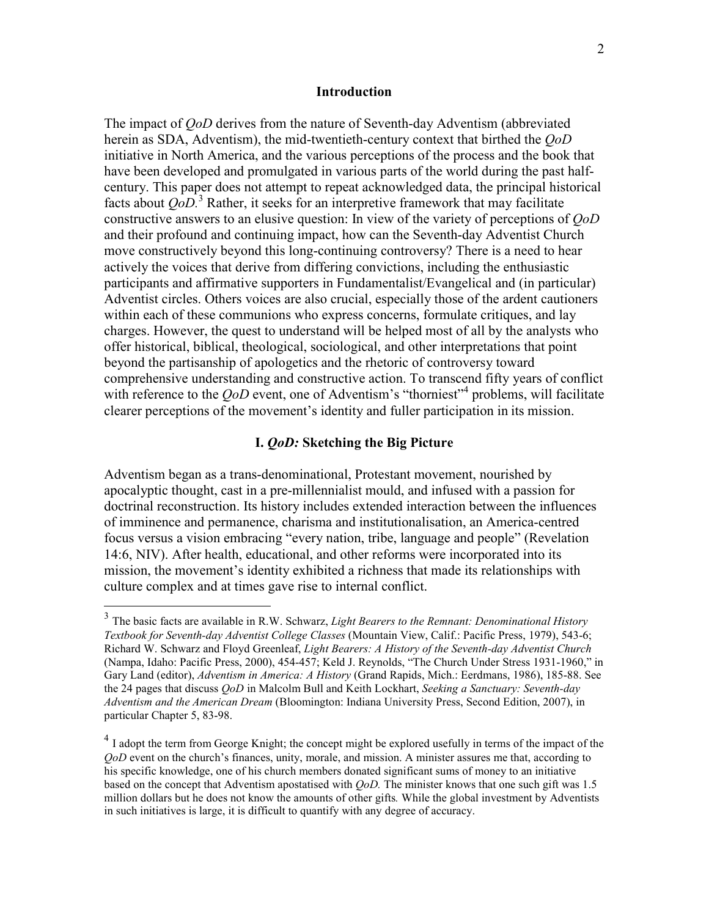## Introduction

The impact of *QoD* derives from the nature of Seventh-day Adventism (abbreviated herein as SDA, Adventism), the mid-twentieth-century context that birthed the *QoD* initiative in North America, and the various perceptions of the process and the book that have been developed and promulgated in various parts of the world during the past half-century. This paper does not attempt to repeat acknowledged data, the principal historical facts about *QoD*.[3] Rather, it seeks for an interpretive framework that may facilitate constructive answers to an elusive question: In view of the variety of perceptions of *QoD* and their profound and continuing impact, how can the Seventh-day Adventist Church move constructively beyond this long-continuing controversy? There is a need to hear actively the voices that derive from differing convictions, including the enthusiastic participants and affirmative supporters in Fundamentalist/Evangelical and (in particular) Adventist circles. Others voices are also crucial, especially those of the ardent cautioners within each of these communions who express concerns, formulate critiques, and lay charges. However, the quest to understand will be helped most of all by the analysts who offer historical, biblical, theological, sociological, and other interpretations that point beyond the partisanship of apologetics and the rhetoric of controversy toward comprehensive understanding and constructive action. To transcend fifty years of conflict with reference to the *QoD* event, one of Adventism's "thorniest"[4] problems, will facilitate clearer perceptions of the movement's identity and fuller participation in its mission.

## I. *QoD:* Sketching the Big Picture

Adventism began as a trans-denominational, Protestant movement, nourished by apocalyptic thought, cast in a pre-millennialist mould, and infused with a passion for doctrinal reconstruction. Its history includes extended interaction between the influences of imminence and permanence, charisma and institutionalisation, an America-centred focus versus a vision embracing "every nation, tribe, language and people" (Revelation 14:6, NIV). After health, educational, and other reforms were incorporated into its mission, the movement's identity exhibited a richness that made its relationships with culture complex and at times gave rise to internal conflict.

---

[3] The basic facts are available in R.W. Schwarz, *Light Bearers to the Remnant: Denominational History Textbook for Seventh-day Adventist College Classes* (Mountain View, Calif.: Pacific Press, 1979), 543-6; Richard W. Schwarz and Floyd Greenleaf, *Light Bearers: A History of the Seventh-day Adventist Church* (Nampa, Idaho: Pacific Press, 2000), 454-457; Keld J. Reynolds, "The Church Under Stress 1931-1960," in Gary Land (editor), *Adventism in America: A History* (Grand Rapids, Mich.: Eerdmans, 1986), 185-88. See the 24 pages that discuss *QoD* in Malcolm Bull and Keith Lockhart, *Seeking a Sanctuary: Seventh-day Adventism and the American Dream* (Bloomington: Indiana University Press, Second Edition, 2007), in particular Chapter 5, 83-98.

[4] I adopt the term from George Knight; the concept might be explored usefully in terms of the impact of the *QoD* event on the church's finances, unity, morale, and mission. A minister assures me that, according to his specific knowledge, one of his church members donated significant sums of money to an initiative based on the concept that Adventism apostatised with *QoD.* The minister knows that one such gift was 1.5 million dollars but he does not know the amounts of other gifts*.* While the global investment by Adventists in such initiatives is large, it is difficult to quantify with any degree of accuracy.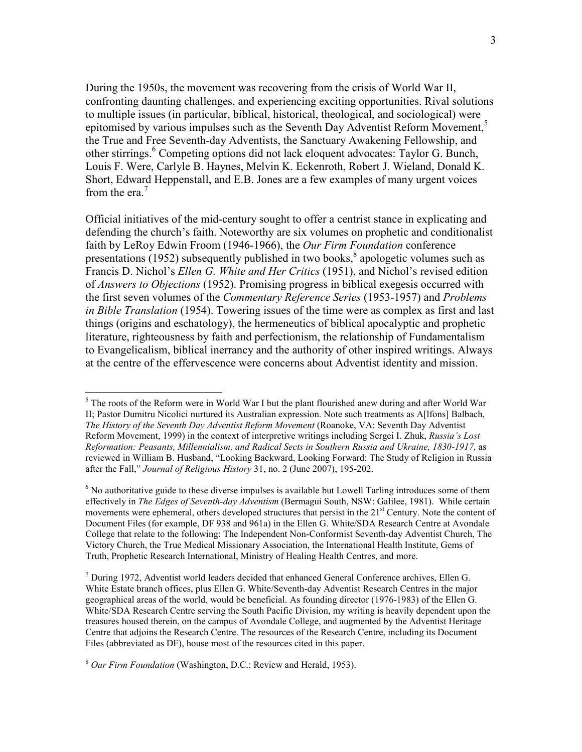During the 1950s, the movement was recovering from the crisis of World War II, confronting daunting challenges, and experiencing exciting opportunities. Rival solutions to multiple issues (in particular, biblical, historical, theological, and sociological) were epitomised by various impulses such as the Seventh Day Adventist Reform Movement,[5] the True and Free Seventh-day Adventists, the Sanctuary Awakening Fellowship, and other stirrings.[6] Competing options did not lack eloquent advocates: Taylor G. Bunch, Louis F. Were, Carlyle B. Haynes, Melvin K. Eckenroth, Robert J. Wieland, Donald K. Short, Edward Heppenstall, and E.B. Jones are a few examples of many urgent voices from the era.[7]

Official initiatives of the mid-century sought to offer a centrist stance in explicating and defending the church's faith. Noteworthy are six volumes on prophetic and conditionalist faith by LeRoy Edwin Froom (1946-1966), the *Our Firm Foundation* conference presentations (1952) subsequently published in two books,[8] apologetic volumes such as Francis D. Nichol's *Ellen G. White and Her Critics* (1951), and Nichol's revised edition of *Answers to Objections* (1952). Promising progress in biblical exegesis occurred with the first seven volumes of the *Commentary Reference Series* (1953-1957) and *Problems in Bible Translation* (1954). Towering issues of the time were as complex as first and last things (origins and eschatology), the hermeneutics of biblical apocalyptic and prophetic literature, righteousness by faith and perfectionism, the relationship of Fundamentalism to Evangelicalism, biblical inerrancy and the authority of other inspired writings. Always at the centre of the effervescence were concerns about Adventist identity and mission.

---

[5] The roots of the Reform were in World War I but the plant flourished anew during and after World War II; Pastor Dumitru Nicolici nurtured its Australian expression. Note such treatments as A[lfons] Balbach, *The History of the Seventh Day Adventist Reform Movement* (Roanoke, VA: Seventh Day Adventist Reform Movement, 1999) in the context of interpretive writings including Sergei I. Zhuk, *Russia's Lost Reformation: Peasants, Millennialism, and Radical Sects in Southern Russia and Ukraine, 1830-1917,* as reviewed in William B. Husband, "Looking Backward, Looking Forward: The Study of Religion in Russia after the Fall," *Journal of Religious History* 31, no. 2 (June 2007), 195-202.

[6] No authoritative guide to these diverse impulses is available but Lowell Tarling introduces some of them effectively in *The Edges of Seventh-day Adventism* (Bermagui South, NSW: Galilee, 1981). While certain movements were ephemeral, others developed structures that persist in the 21st Century. Note the content of Document Files (for example, DF 938 and 961a) in the Ellen G. White/SDA Research Centre at Avondale College that relate to the following: The Independent Non-Conformist Seventh-day Adventist Church, The Victory Church, the True Medical Missionary Association, the International Health Institute, Gems of Truth, Prophetic Research International, Ministry of Healing Health Centres, and more.

[7] During 1972, Adventist world leaders decided that enhanced General Conference archives, Ellen G. White Estate branch offices, plus Ellen G. White/Seventh-day Adventist Research Centres in the major geographical areas of the world, would be beneficial. As founding director (1976-1983) of the Ellen G. White/SDA Research Centre serving the South Pacific Division, my writing is heavily dependent upon the treasures housed therein, on the campus of Avondale College, and augmented by the Adventist Heritage Centre that adjoins the Research Centre. The resources of the Research Centre, including its Document Files (abbreviated as DF), house most of the resources cited in this paper.

[8] *Our Firm Foundation* (Washington, D.C.: Review and Herald, 1953).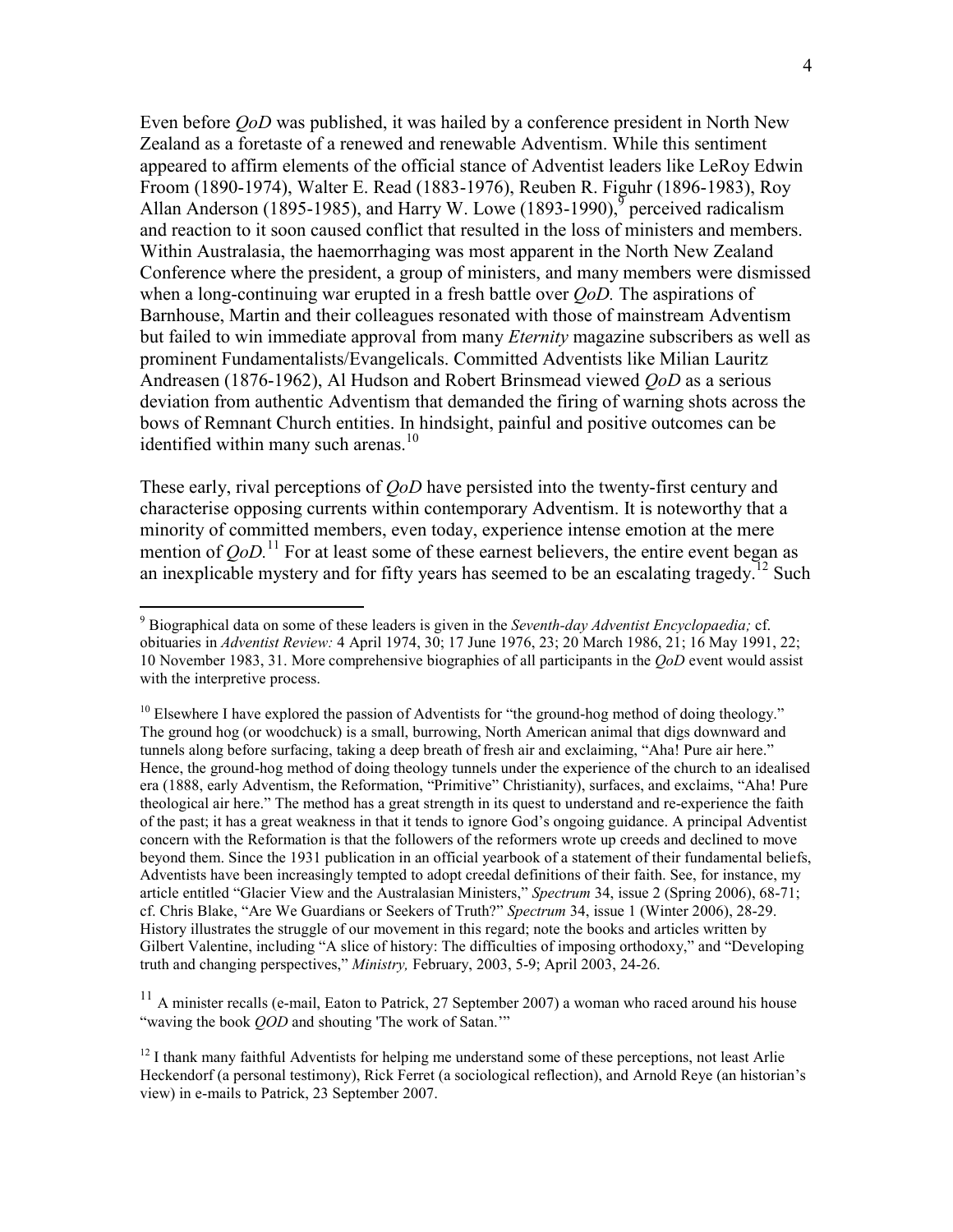Even before *QoD* was published, it was hailed by a conference president in North New Zealand as a foretaste of a renewed and renewable Adventism. While this sentiment appeared to affirm elements of the official stance of Adventist leaders like LeRoy Edwin Froom (1890-1974), Walter E. Read (1883-1976), Reuben R. Figuhr (1896-1983), Roy Allan Anderson (1895-1985), and Harry W. Lowe (1893-1990),[9] perceived radicalism and reaction to it soon caused conflict that resulted in the loss of ministers and members. Within Australasia, the haemorrhaging was most apparent in the North New Zealand Conference where the president, a group of ministers, and many members were dismissed when a long-continuing war erupted in a fresh battle over *QoD.* The aspirations of Barnhouse, Martin and their colleagues resonated with those of mainstream Adventism but failed to win immediate approval from many *Eternity* magazine subscribers as well as prominent Fundamentalists/Evangelicals. Committed Adventists like Milian Lauritz Andreasen (1876-1962), Al Hudson and Robert Brinsmead viewed *QoD* as a serious deviation from authentic Adventism that demanded the firing of warning shots across the bows of Remnant Church entities. In hindsight, painful and positive outcomes can be identified within many such arenas.[10]

These early, rival perceptions of *QoD* have persisted into the twenty-first century and characterise opposing currents within contemporary Adventism. It is noteworthy that a minority of committed members, even today, experience intense emotion at the mere mention of *QoD.*[11] For at least some of these earnest believers, the entire event began as an inexplicable mystery and for fifty years has seemed to be an escalating tragedy.[12] Such

---

[9] Biographical data on some of these leaders is given in the *Seventh-day Adventist Encyclopaedia;* cf. obituaries in *Adventist Review:* 4 April 1974, 30; 17 June 1976, 23; 20 March 1986, 21; 16 May 1991, 22; 10 November 1983, 31. More comprehensive biographies of all participants in the *QoD* event would assist with the interpretive process.

[10] Elsewhere I have explored the passion of Adventists for "the ground-hog method of doing theology." The ground hog (or woodchuck) is a small, burrowing, North American animal that digs downward and tunnels along before surfacing, taking a deep breath of fresh air and exclaiming, "Aha! Pure air here." Hence, the ground-hog method of doing theology tunnels under the experience of the church to an idealised era (1888, early Adventism, the Reformation, "Primitive" Christianity), surfaces, and exclaims, "Aha! Pure theological air here." The method has a great strength in its quest to understand and re-experience the faith of the past; it has a great weakness in that it tends to ignore God's ongoing guidance. A principal Adventist concern with the Reformation is that the followers of the reformers wrote up creeds and declined to move beyond them. Since the 1931 publication in an official yearbook of a statement of their fundamental beliefs, Adventists have been increasingly tempted to adopt creedal definitions of their faith. See, for instance, my article entitled "Glacier View and the Australasian Ministers," *Spectrum* 34, issue 2 (Spring 2006), 68-71; cf. Chris Blake, "Are We Guardians or Seekers of Truth?" *Spectrum* 34, issue 1 (Winter 2006), 28-29. History illustrates the struggle of our movement in this regard; note the books and articles written by Gilbert Valentine, including "A slice of history: The difficulties of imposing orthodoxy," and "Developing truth and changing perspectives," *Ministry,* February, 2003, 5-9; April 2003, 24-26.

[11] A minister recalls (e-mail, Eaton to Patrick, 27 September 2007) a woman who raced around his house "waving the book *QOD* and shouting 'The work of Satan.'"

[12] I thank many faithful Adventists for helping me understand some of these perceptions, not least Arlie Heckendorf (a personal testimony), Rick Ferret (a sociological reflection), and Arnold Reye (an historian's view) in e-mails to Patrick, 23 September 2007.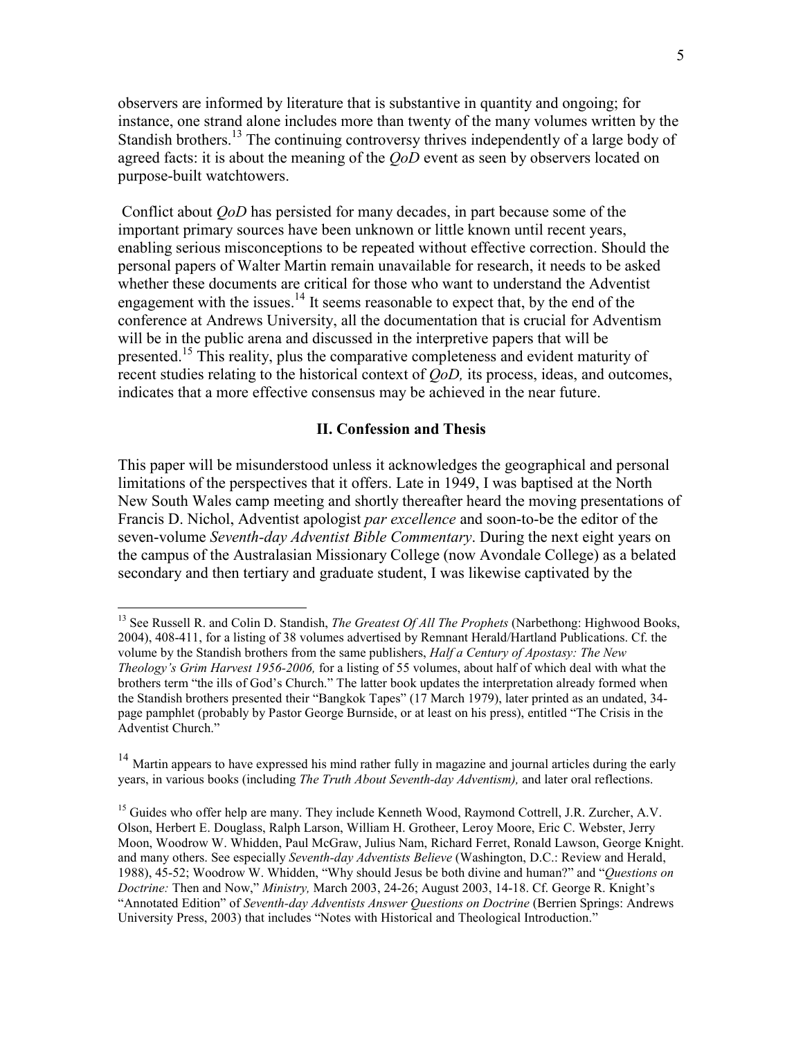observers are informed by literature that is substantive in quantity and ongoing; for instance, one strand alone includes more than twenty of the many volumes written by the Standish brothers.[13] The continuing controversy thrives independently of a large body of agreed facts: it is about the meaning of the *QoD* event as seen by observers located on purpose-built watchtowers.

Conflict about *QoD* has persisted for many decades, in part because some of the important primary sources have been unknown or little known until recent years, enabling serious misconceptions to be repeated without effective correction. Should the personal papers of Walter Martin remain unavailable for research, it needs to be asked whether these documents are critical for those who want to understand the Adventist engagement with the issues.[14] It seems reasonable to expect that, by the end of the conference at Andrews University, all the documentation that is crucial for Adventism will be in the public arena and discussed in the interpretive papers that will be presented.[15] This reality, plus the comparative completeness and evident maturity of recent studies relating to the historical context of *QoD,* its process, ideas, and outcomes, indicates that a more effective consensus may be achieved in the near future.

## II. Confession and Thesis

This paper will be misunderstood unless it acknowledges the geographical and personal limitations of the perspectives that it offers. Late in 1949, I was baptised at the North New South Wales camp meeting and shortly thereafter heard the moving presentations of Francis D. Nichol, Adventist apologist *par excellence* and soon-to-be the editor of the seven-volume *Seventh-day Adventist Bible Commentary*. During the next eight years on the campus of the Australasian Missionary College (now Avondale College) as a belated secondary and then tertiary and graduate student, I was likewise captivated by the

---

[13] See Russell R. and Colin D. Standish, *The Greatest Of All The Prophets* (Narbethong: Highwood Books, 2004), 408-411, for a listing of 38 volumes advertised by Remnant Herald/Hartland Publications. Cf. the volume by the Standish brothers from the same publishers, *Half a Century of Apostasy: The New Theology's Grim Harvest 1956-2006,* for a listing of 55 volumes, about half of which deal with what the brothers term "the ills of God's Church." The latter book updates the interpretation already formed when the Standish brothers presented their "Bangkok Tapes" (17 March 1979), later printed as an undated, 34-page pamphlet (probably by Pastor George Burnside, or at least on his press), entitled "The Crisis in the Adventist Church."

[14] Martin appears to have expressed his mind rather fully in magazine and journal articles during the early years, in various books (including *The Truth About Seventh-day Adventism),* and later oral reflections.

[15] Guides who offer help are many. They include Kenneth Wood, Raymond Cottrell, J.R. Zurcher, A.V. Olson, Herbert E. Douglass, Ralph Larson, William H. Grotheer, Leroy Moore, Eric C. Webster, Jerry Moon, Woodrow W. Whidden, Paul McGraw, Julius Nam, Richard Ferret, Ronald Lawson, George Knight. and many others. See especially *Seventh-day Adventists Believe* (Washington, D.C.: Review and Herald, 1988), 45-52; Woodrow W. Whidden, "Why should Jesus be both divine and human?" and "*Questions on Doctrine:* Then and Now," *Ministry,* March 2003, 24-26; August 2003, 14-18. Cf. George R. Knight's "Annotated Edition" of *Seventh-day Adventists Answer Questions on Doctrine* (Berrien Springs: Andrews University Press, 2003) that includes "Notes with Historical and Theological Introduction."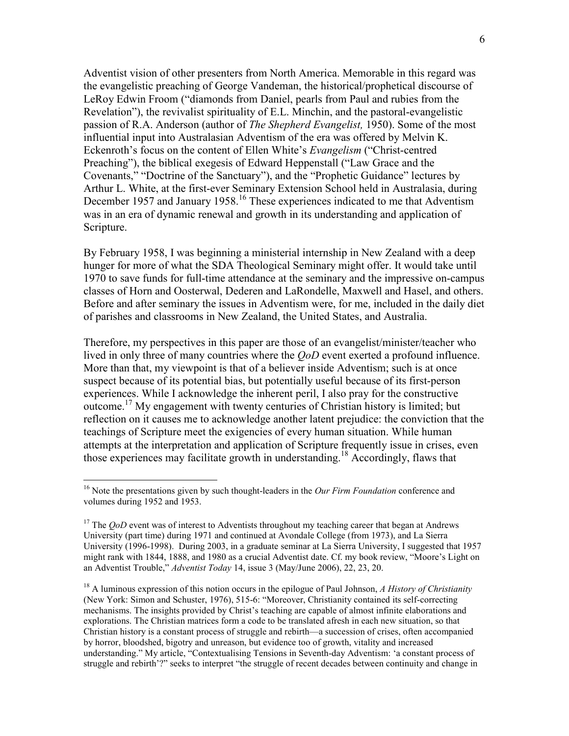Adventist vision of other presenters from North America. Memorable in this regard was the evangelistic preaching of George Vandeman, the historical/prophetical discourse of LeRoy Edwin Froom ("diamonds from Daniel, pearls from Paul and rubies from the Revelation"), the revivalist spirituality of E.L. Minchin, and the pastoral-evangelistic passion of R.A. Anderson (author of *The Shepherd Evangelist,* 1950). Some of the most influential input into Australasian Adventism of the era was offered by Melvin K. Eckenroth's focus on the content of Ellen White's *Evangelism* ("Christ-centred Preaching"), the biblical exegesis of Edward Heppenstall ("Law Grace and the Covenants," "Doctrine of the Sanctuary"), and the "Prophetic Guidance" lectures by Arthur L. White, at the first-ever Seminary Extension School held in Australasia, during December 1957 and January 1958.[16] These experiences indicated to me that Adventism was in an era of dynamic renewal and growth in its understanding and application of Scripture.

By February 1958, I was beginning a ministerial internship in New Zealand with a deep hunger for more of what the SDA Theological Seminary might offer. It would take until 1970 to save funds for full-time attendance at the seminary and the impressive on-campus classes of Horn and Oosterwal, Dederen and LaRondelle, Maxwell and Hasel, and others. Before and after seminary the issues in Adventism were, for me, included in the daily diet of parishes and classrooms in New Zealand, the United States, and Australia.

Therefore, my perspectives in this paper are those of an evangelist/minister/teacher who lived in only three of many countries where the *QoD* event exerted a profound influence. More than that, my viewpoint is that of a believer inside Adventism; such is at once suspect because of its potential bias, but potentially useful because of its first-person experiences. While I acknowledge the inherent peril, I also pray for the constructive outcome.[17] My engagement with twenty centuries of Christian history is limited; but reflection on it causes me to acknowledge another latent prejudice: the conviction that the teachings of Scripture meet the exigencies of every human situation. While human attempts at the interpretation and application of Scripture frequently issue in crises, even those experiences may facilitate growth in understanding.[18] Accordingly, flaws that

---

[16] Note the presentations given by such thought-leaders in the *Our Firm Foundation* conference and volumes during 1952 and 1953.

[17] The *QoD* event was of interest to Adventists throughout my teaching career that began at Andrews University (part time) during 1971 and continued at Avondale College (from 1973), and La Sierra University (1996-1998). During 2003, in a graduate seminar at La Sierra University, I suggested that 1957 might rank with 1844, 1888, and 1980 as a crucial Adventist date. Cf. my book review, "Moore's Light on an Adventist Trouble," *Adventist Today* 14, issue 3 (May/June 2006), 22, 23, 20.

[18] A luminous expression of this notion occurs in the epilogue of Paul Johnson, *A History of Christianity* (New York: Simon and Schuster, 1976), 515-6: "Moreover, Christianity contained its self-correcting mechanisms. The insights provided by Christ's teaching are capable of almost infinite elaborations and explorations. The Christian matrices form a code to be translated afresh in each new situation, so that Christian history is a constant process of struggle and rebirth—a succession of crises, often accompanied by horror, bloodshed, bigotry and unreason, but evidence too of growth, vitality and increased understanding." My article, "Contextualising Tensions in Seventh-day Adventism: 'a constant process of struggle and rebirth'?" seeks to interpret "the struggle of recent decades between continuity and change in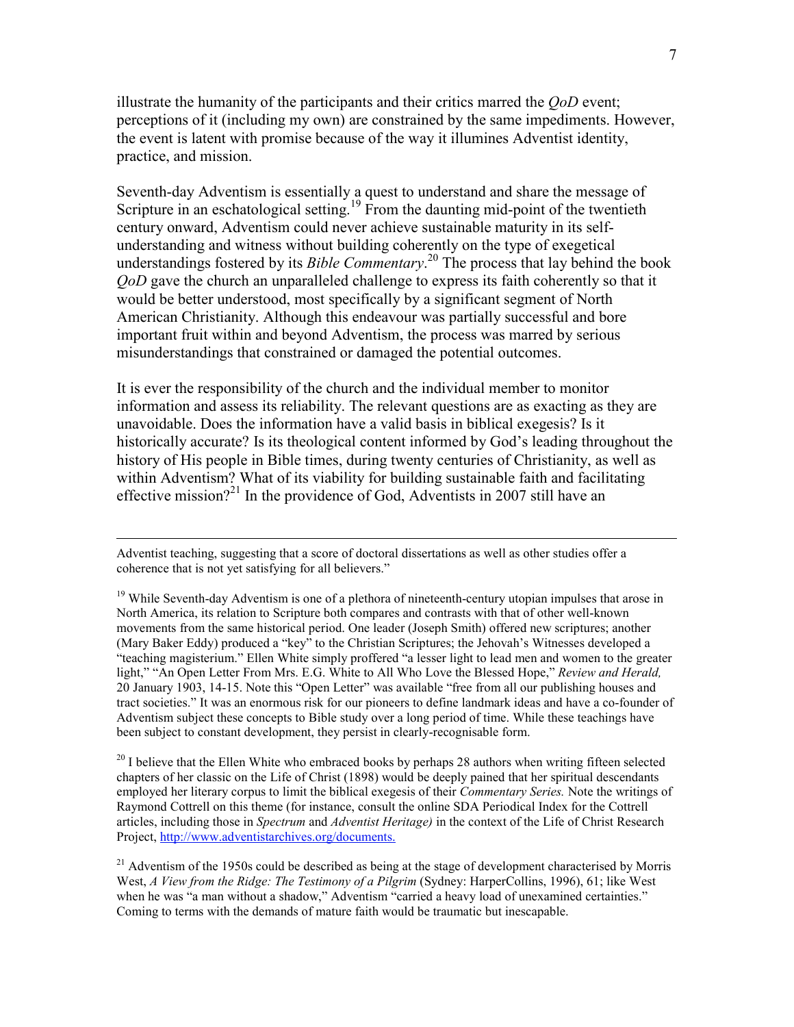illustrate the humanity of the participants and their critics marred the *QoD* event; perceptions of it (including my own) are constrained by the same impediments. However, the event is latent with promise because of the way it illumines Adventist identity, practice, and mission.

Seventh-day Adventism is essentially a quest to understand and share the message of Scripture in an eschatological setting.[19] From the daunting mid-point of the twentieth century onward, Adventism could never achieve sustainable maturity in its self-understanding and witness without building coherently on the type of exegetical understandings fostered by its *Bible Commentary*.[20] The process that lay behind the book *QoD* gave the church an unparalleled challenge to express its faith coherently so that it would be better understood, most specifically by a significant segment of North American Christianity. Although this endeavour was partially successful and bore important fruit within and beyond Adventism, the process was marred by serious misunderstandings that constrained or damaged the potential outcomes.

It is ever the responsibility of the church and the individual member to monitor information and assess its reliability. The relevant questions are as exacting as they are unavoidable. Does the information have a valid basis in biblical exegesis? Is it historically accurate? Is its theological content informed by God's leading throughout the history of His people in Bible times, during twenty centuries of Christianity, as well as within Adventism? What of its viability for building sustainable faith and facilitating effective mission?[21] In the providence of God, Adventists in 2007 still have an

---

Adventist teaching, suggesting that a score of doctoral dissertations as well as other studies offer a coherence that is not yet satisfying for all believers."

[19] While Seventh-day Adventism is one of a plethora of nineteenth-century utopian impulses that arose in North America, its relation to Scripture both compares and contrasts with that of other well-known movements from the same historical period. One leader (Joseph Smith) offered new scriptures; another (Mary Baker Eddy) produced a "key" to the Christian Scriptures; the Jehovah's Witnesses developed a "teaching magisterium." Ellen White simply proffered "a lesser light to lead men and women to the greater light," "An Open Letter From Mrs. E.G. White to All Who Love the Blessed Hope," *Review and Herald,* 20 January 1903, 14-15. Note this "Open Letter" was available "free from all our publishing houses and tract societies." It was an enormous risk for our pioneers to define landmark ideas and have a co-founder of Adventism subject these concepts to Bible study over a long period of time. While these teachings have been subject to constant development, they persist in clearly-recognisable form.

[20] I believe that the Ellen White who embraced books by perhaps 28 authors when writing fifteen selected chapters of her classic on the Life of Christ (1898) would be deeply pained that her spiritual descendants employed her literary corpus to limit the biblical exegesis of their *Commentary Series.* Note the writings of Raymond Cottrell on this theme (for instance, consult the online SDA Periodical Index for the Cottrell articles, including those in *Spectrum* and *Adventist Heritage)* in the context of the Life of Christ Research Project, http://www.adventistarchives.org/documents.

[21] Adventism of the 1950s could be described as being at the stage of development characterised by Morris West, *A View from the Ridge: The Testimony of a Pilgrim* (Sydney: HarperCollins, 1996), 61; like West when he was "a man without a shadow," Adventism "carried a heavy load of unexamined certainties." Coming to terms with the demands of mature faith would be traumatic but inescapable.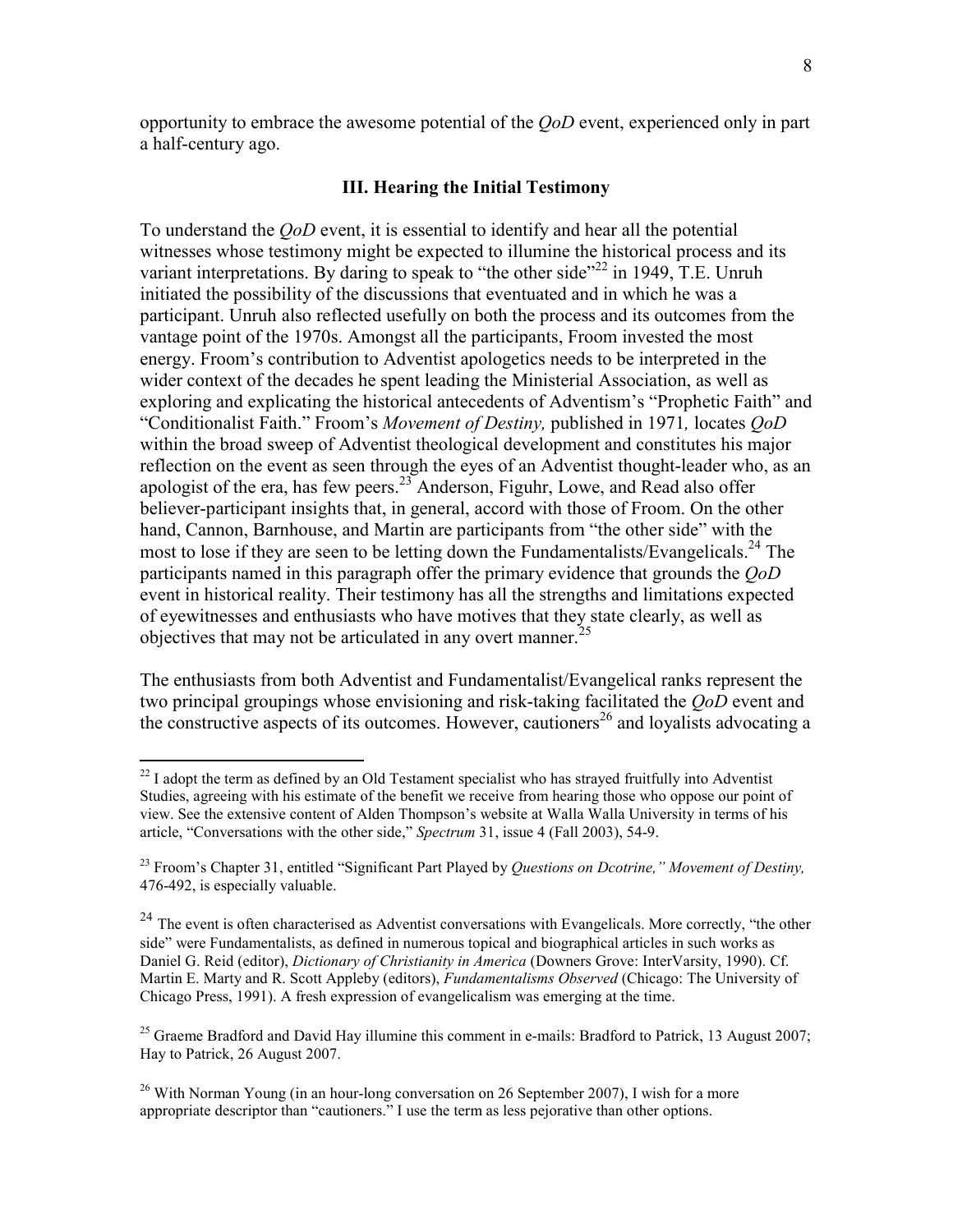opportunity to embrace the awesome potential of the *QoD* event, experienced only in part a half-century ago.

### III. Hearing the Initial Testimony

To understand the *QoD* event, it is essential to identify and hear all the potential witnesses whose testimony might be expected to illumine the historical process and its variant interpretations. By daring to speak to "the other side"[22] in 1949, T.E. Unruh initiated the possibility of the discussions that eventuated and in which he was a participant. Unruh also reflected usefully on both the process and its outcomes from the vantage point of the 1970s. Amongst all the participants, Froom invested the most energy. Froom's contribution to Adventist apologetics needs to be interpreted in the wider context of the decades he spent leading the Ministerial Association, as well as exploring and explicating the historical antecedents of Adventism's "Prophetic Faith" and "Conditionalist Faith." Froom's *Movement of Destiny,* published in 1971*,* locates *QoD* within the broad sweep of Adventist theological development and constitutes his major reflection on the event as seen through the eyes of an Adventist thought-leader who, as an apologist of the era, has few peers.[23] Anderson, Figuhr, Lowe, and Read also offer believer-participant insights that, in general, accord with those of Froom. On the other hand, Cannon, Barnhouse, and Martin are participants from "the other side" with the most to lose if they are seen to be letting down the Fundamentalists/Evangelicals.[24] The participants named in this paragraph offer the primary evidence that grounds the *QoD* event in historical reality. Their testimony has all the strengths and limitations expected of eyewitnesses and enthusiasts who have motives that they state clearly, as well as objectives that may not be articulated in any overt manner.[25]

The enthusiasts from both Adventist and Fundamentalist/Evangelical ranks represent the two principal groupings whose envisioning and risk-taking facilitated the *QoD* event and the constructive aspects of its outcomes. However, cautioners[26] and loyalists advocating a

---

[22] I adopt the term as defined by an Old Testament specialist who has strayed fruitfully into Adventist Studies, agreeing with his estimate of the benefit we receive from hearing those who oppose our point of view. See the extensive content of Alden Thompson's website at Walla Walla University in terms of his article, "Conversations with the other side," *Spectrum* 31, issue 4 (Fall 2003), 54-9.

[23] Froom's Chapter 31, entitled "Significant Part Played by *Questions on Dcotrine," Movement of Destiny,* 476-492, is especially valuable.

[24] The event is often characterised as Adventist conversations with Evangelicals. More correctly, "the other side" were Fundamentalists, as defined in numerous topical and biographical articles in such works as Daniel G. Reid (editor), *Dictionary of Christianity in America* (Downers Grove: InterVarsity, 1990). Cf. Martin E. Marty and R. Scott Appleby (editors), *Fundamentalisms Observed* (Chicago: The University of Chicago Press, 1991). A fresh expression of evangelicalism was emerging at the time.

[25] Graeme Bradford and David Hay illumine this comment in e-mails: Bradford to Patrick, 13 August 2007; Hay to Patrick, 26 August 2007.

[26] With Norman Young (in an hour-long conversation on 26 September 2007), I wish for a more appropriate descriptor than "cautioners." I use the term as less pejorative than other options.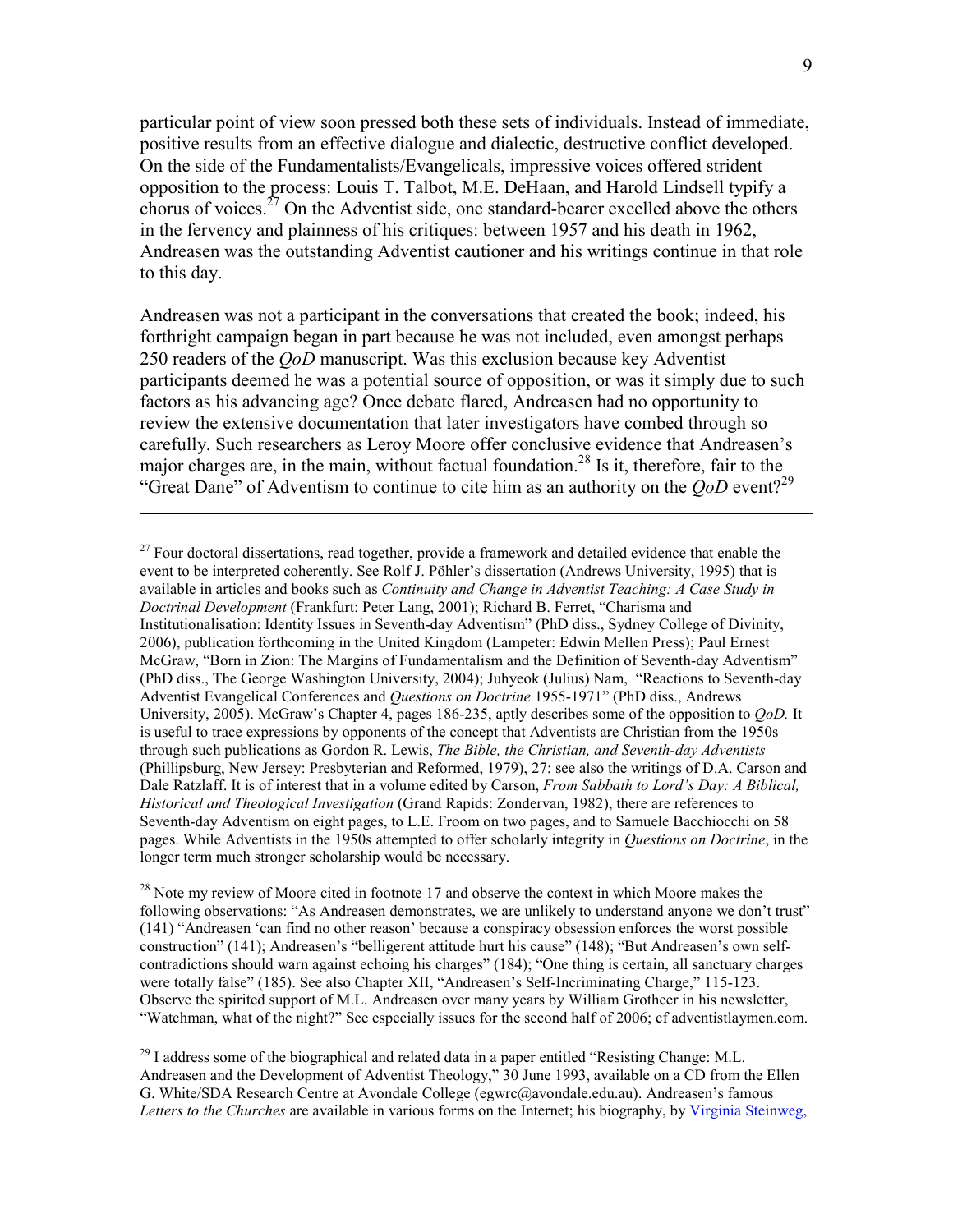particular point of view soon pressed both these sets of individuals. Instead of immediate, positive results from an effective dialogue and dialectic, destructive conflict developed. On the side of the Fundamentalists/Evangelicals, impressive voices offered strident opposition to the process: Louis T. Talbot, M.E. DeHaan, and Harold Lindsell typify a chorus of voices.[27] On the Adventist side, one standard-bearer excelled above the others in the fervency and plainness of his critiques: between 1957 and his death in 1962, Andreasen was the outstanding Adventist cautioner and his writings continue in that role to this day.

Andreasen was not a participant in the conversations that created the book; indeed, his forthright campaign began in part because he was not included, even amongst perhaps 250 readers of the *QoD* manuscript. Was this exclusion because key Adventist participants deemed he was a potential source of opposition, or was it simply due to such factors as his advancing age? Once debate flared, Andreasen had no opportunity to review the extensive documentation that later investigators have combed through so carefully. Such researchers as Leroy Moore offer conclusive evidence that Andreasen's major charges are, in the main, without factual foundation.[28] Is it, therefore, fair to the "Great Dane" of Adventism to continue to cite him as an authority on the *QoD* event?[29]

---

[27] Four doctoral dissertations, read together, provide a framework and detailed evidence that enable the event to be interpreted coherently. See Rolf J. Pöhler's dissertation (Andrews University, 1995) that is available in articles and books such as *Continuity and Change in Adventist Teaching: A Case Study in Doctrinal Development* (Frankfurt: Peter Lang, 2001); Richard B. Ferret, "Charisma and Institutionalisation: Identity Issues in Seventh-day Adventism" (PhD diss., Sydney College of Divinity, 2006), publication forthcoming in the United Kingdom (Lampeter: Edwin Mellen Press); Paul Ernest McGraw, "Born in Zion: The Margins of Fundamentalism and the Definition of Seventh-day Adventism" (PhD diss., The George Washington University, 2004); Juhyeok (Julius) Nam, "Reactions to Seventh-day Adventist Evangelical Conferences and *Questions on Doctrine* 1955-1971" (PhD diss., Andrews University, 2005). McGraw's Chapter 4, pages 186-235, aptly describes some of the opposition to *QoD.* It is useful to trace expressions by opponents of the concept that Adventists are Christian from the 1950s through such publications as Gordon R. Lewis, *The Bible, the Christian, and Seventh-day Adventists* (Phillipsburg, New Jersey: Presbyterian and Reformed, 1979), 27; see also the writings of D.A. Carson and Dale Ratzlaff. It is of interest that in a volume edited by Carson, *From Sabbath to Lord's Day: A Biblical, Historical and Theological Investigation* (Grand Rapids: Zondervan, 1982), there are references to Seventh-day Adventism on eight pages, to L.E. Froom on two pages, and to Samuele Bacchiocchi on 58 pages. While Adventists in the 1950s attempted to offer scholarly integrity in *Questions on Doctrine*, in the longer term much stronger scholarship would be necessary.

[28] Note my review of Moore cited in footnote 17 and observe the context in which Moore makes the following observations: "As Andreasen demonstrates, we are unlikely to understand anyone we don't trust" (141) "Andreasen 'can find no other reason' because a conspiracy obsession enforces the worst possible construction" (141); Andreasen's "belligerent attitude hurt his cause" (148); "But Andreasen's own self-contradictions should warn against echoing his charges" (184); "One thing is certain, all sanctuary charges were totally false" (185). See also Chapter XII, "Andreasen's Self-Incriminating Charge," 115-123. Observe the spirited support of M.L. Andreasen over many years by William Grotheer in his newsletter, "Watchman, what of the night?" See especially issues for the second half of 2006; cf adventistlaymen.com.

[29] I address some of the biographical and related data in a paper entitled "Resisting Change: M.L. Andreasen and the Development of Adventist Theology," 30 June 1993, available on a CD from the Ellen G. White/SDA Research Centre at Avondale College (egwrc@avondale.edu.au). Andreasen's famous *Letters to the Churches* are available in various forms on the Internet; his biography, by Virginia Steinweg,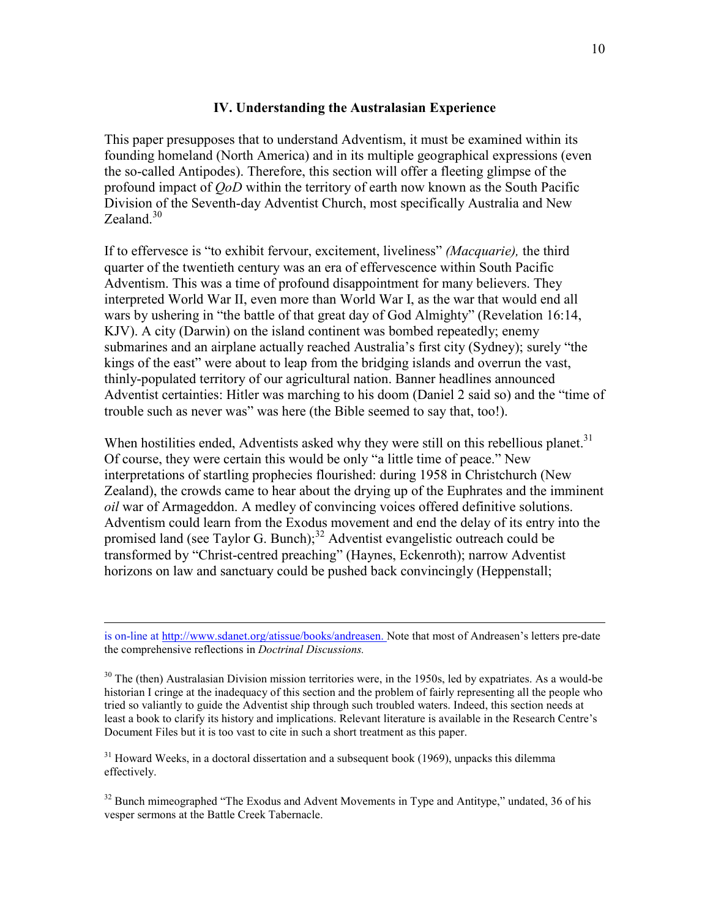### IV. Understanding the Australasian Experience

This paper presupposes that to understand Adventism, it must be examined within its founding homeland (North America) and in its multiple geographical expressions (even the so-called Antipodes). Therefore, this section will offer a fleeting glimpse of the profound impact of *QoD* within the territory of earth now known as the South Pacific Division of the Seventh-day Adventist Church, most specifically Australia and New Zealand.[30]

If to effervesce is "to exhibit fervour, excitement, liveliness" *(Macquarie),* the third quarter of the twentieth century was an era of effervescence within South Pacific Adventism. This was a time of profound disappointment for many believers. They interpreted World War II, even more than World War I, as the war that would end all wars by ushering in "the battle of that great day of God Almighty" (Revelation 16:14, KJV). A city (Darwin) on the island continent was bombed repeatedly; enemy submarines and an airplane actually reached Australia's first city (Sydney); surely "the kings of the east" were about to leap from the bridging islands and overrun the vast, thinly-populated territory of our agricultural nation. Banner headlines announced Adventist certainties: Hitler was marching to his doom (Daniel 2 said so) and the "time of trouble such as never was" was here (the Bible seemed to say that, too!).

When hostilities ended, Adventists asked why they were still on this rebellious planet.[31] Of course, they were certain this would be only "a little time of peace." New interpretations of startling prophecies flourished: during 1958 in Christchurch (New Zealand), the crowds came to hear about the drying up of the Euphrates and the imminent *oil* war of Armageddon. A medley of convincing voices offered definitive solutions. Adventism could learn from the Exodus movement and end the delay of its entry into the promised land (see Taylor G. Bunch);[32] Adventist evangelistic outreach could be transformed by "Christ-centred preaching" (Haynes, Eckenroth); narrow Adventist horizons on law and sanctuary could be pushed back convincingly (Heppenstall;

---

is on-line at http://www.sdanet.org/atissue/books/andreasen. Note that most of Andreasen's letters pre-date the comprehensive reflections in *Doctrinal Discussions.*

[30] The (then) Australasian Division mission territories were, in the 1950s, led by expatriates. As a would-be historian I cringe at the inadequacy of this section and the problem of fairly representing all the people who tried so valiantly to guide the Adventist ship through such troubled waters. Indeed, this section needs at least a book to clarify its history and implications. Relevant literature is available in the Research Centre's Document Files but it is too vast to cite in such a short treatment as this paper.

[31] Howard Weeks, in a doctoral dissertation and a subsequent book (1969), unpacks this dilemma effectively.

[32] Bunch mimeographed "The Exodus and Advent Movements in Type and Antitype," undated, 36 of his vesper sermons at the Battle Creek Tabernacle.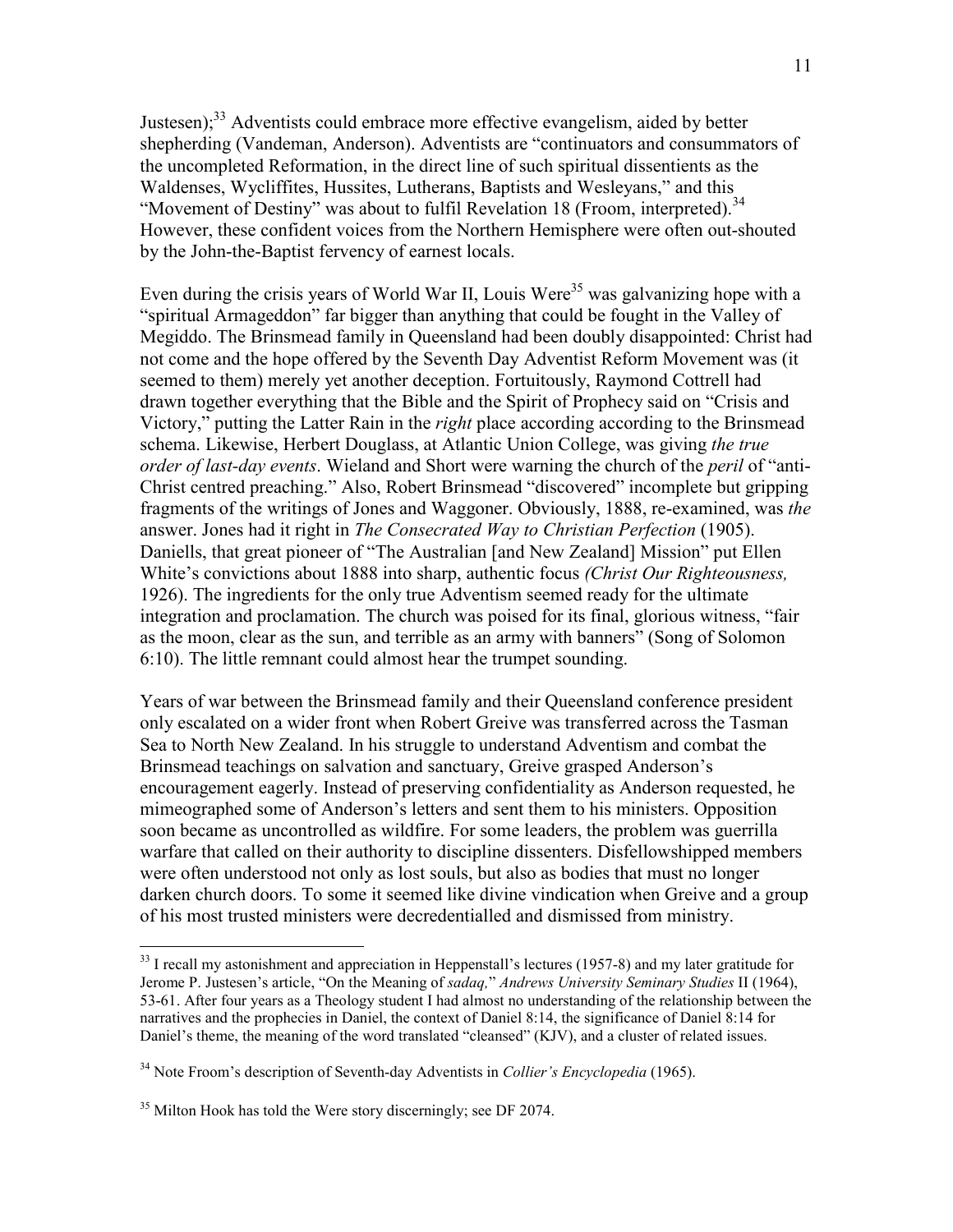Justesen);[33] Adventists could embrace more effective evangelism, aided by better shepherding (Vandeman, Anderson). Adventists are "continuators and consummators of the uncompleted Reformation, in the direct line of such spiritual dissentients as the Waldenses, Wycliffites, Hussites, Lutherans, Baptists and Wesleyans," and this "Movement of Destiny" was about to fulfil Revelation 18 (Froom, interpreted).[34] However, these confident voices from the Northern Hemisphere were often out-shouted by the John-the-Baptist fervency of earnest locals.

Even during the crisis years of World War II, Louis Were[35] was galvanizing hope with a "spiritual Armageddon" far bigger than anything that could be fought in the Valley of Megiddo. The Brinsmead family in Queensland had been doubly disappointed: Christ had not come and the hope offered by the Seventh Day Adventist Reform Movement was (it seemed to them) merely yet another deception. Fortuitously, Raymond Cottrell had drawn together everything that the Bible and the Spirit of Prophecy said on "Crisis and Victory," putting the Latter Rain in the *right* place according according to the Brinsmead schema. Likewise, Herbert Douglass, at Atlantic Union College, was giving *the true order of last-day events*. Wieland and Short were warning the church of the *peril* of "anti-Christ centred preaching." Also, Robert Brinsmead "discovered" incomplete but gripping fragments of the writings of Jones and Waggoner. Obviously, 1888, re-examined, was *the* answer. Jones had it right in *The Consecrated Way to Christian Perfection* (1905). Daniells, that great pioneer of "The Australian [and New Zealand] Mission" put Ellen White's convictions about 1888 into sharp, authentic focus *(Christ Our Righteousness,* 1926). The ingredients for the only true Adventism seemed ready for the ultimate integration and proclamation. The church was poised for its final, glorious witness, "fair as the moon, clear as the sun, and terrible as an army with banners" (Song of Solomon 6:10). The little remnant could almost hear the trumpet sounding.

Years of war between the Brinsmead family and their Queensland conference president only escalated on a wider front when Robert Greive was transferred across the Tasman Sea to North New Zealand. In his struggle to understand Adventism and combat the Brinsmead teachings on salvation and sanctuary, Greive grasped Anderson's encouragement eagerly. Instead of preserving confidentiality as Anderson requested, he mimeographed some of Anderson's letters and sent them to his ministers. Opposition soon became as uncontrolled as wildfire. For some leaders, the problem was guerrilla warfare that called on their authority to discipline dissenters. Disfellowshipped members were often understood not only as lost souls, but also as bodies that must no longer darken church doors. To some it seemed like divine vindication when Greive and a group of his most trusted ministers were decredentialled and dismissed from ministry.

---

[33] I recall my astonishment and appreciation in Heppenstall's lectures (1957-8) and my later gratitude for Jerome P. Justesen's article, "On the Meaning of *sadaq,*" *Andrews University Seminary Studies* II (1964), 53-61. After four years as a Theology student I had almost no understanding of the relationship between the narratives and the prophecies in Daniel, the context of Daniel 8:14, the significance of Daniel 8:14 for Daniel's theme, the meaning of the word translated "cleansed" (KJV), and a cluster of related issues.

[34] Note Froom's description of Seventh-day Adventists in *Collier's Encyclopedia* (1965).

[35] Milton Hook has told the Were story discerningly; see DF 2074.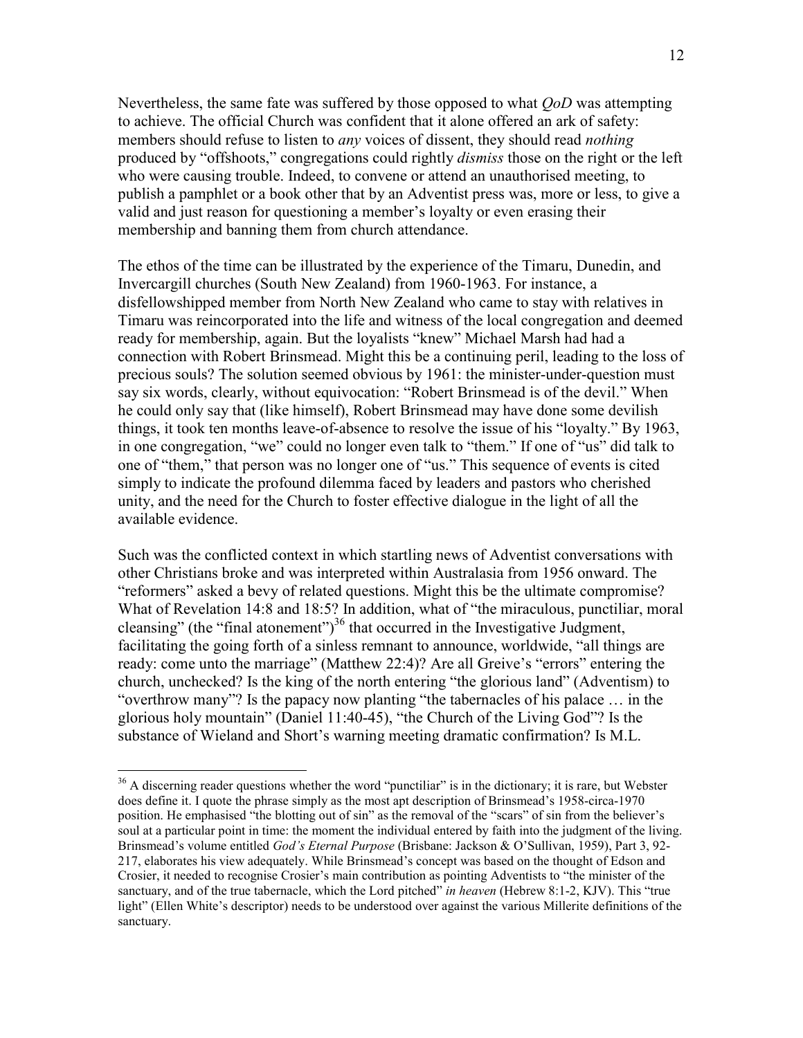Nevertheless, the same fate was suffered by those opposed to what *QoD* was attempting to achieve. The official Church was confident that it alone offered an ark of safety: members should refuse to listen to *any* voices of dissent, they should read *nothing* produced by "offshoots," congregations could rightly *dismiss* those on the right or the left who were causing trouble. Indeed, to convene or attend an unauthorised meeting, to publish a pamphlet or a book other that by an Adventist press was, more or less, to give a valid and just reason for questioning a member's loyalty or even erasing their membership and banning them from church attendance.

The ethos of the time can be illustrated by the experience of the Timaru, Dunedin, and Invercargill churches (South New Zealand) from 1960-1963. For instance, a disfellowshipped member from North New Zealand who came to stay with relatives in Timaru was reincorporated into the life and witness of the local congregation and deemed ready for membership, again. But the loyalists "knew" Michael Marsh had had a connection with Robert Brinsmead. Might this be a continuing peril, leading to the loss of precious souls? The solution seemed obvious by 1961: the minister-under-question must say six words, clearly, without equivocation: "Robert Brinsmead is of the devil." When he could only say that (like himself), Robert Brinsmead may have done some devilish things, it took ten months leave-of-absence to resolve the issue of his "loyalty." By 1963, in one congregation, "we" could no longer even talk to "them." If one of "us" did talk to one of "them," that person was no longer one of "us." This sequence of events is cited simply to indicate the profound dilemma faced by leaders and pastors who cherished unity, and the need for the Church to foster effective dialogue in the light of all the available evidence.

Such was the conflicted context in which startling news of Adventist conversations with other Christians broke and was interpreted within Australasia from 1956 onward. The "reformers" asked a bevy of related questions. Might this be the ultimate compromise? What of Revelation 14:8 and 18:5? In addition, what of "the miraculous, punctiliar, moral cleansing" (the "final atonement")[36] that occurred in the Investigative Judgment, facilitating the going forth of a sinless remnant to announce, worldwide, "all things are ready: come unto the marriage" (Matthew 22:4)? Are all Greive's "errors" entering the church, unchecked? Is the king of the north entering "the glorious land" (Adventism) to "overthrow many"? Is the papacy now planting "the tabernacles of his palace … in the glorious holy mountain" (Daniel 11:40-45), "the Church of the Living God"? Is the substance of Wieland and Short's warning meeting dramatic confirmation? Is M.L.

---

[36] A discerning reader questions whether the word "punctiliar" is in the dictionary; it is rare, but Webster does define it. I quote the phrase simply as the most apt description of Brinsmead's 1958-circa-1970 position. He emphasised "the blotting out of sin" as the removal of the "scars" of sin from the believer's soul at a particular point in time: the moment the individual entered by faith into the judgment of the living. Brinsmead's volume entitled *God's Eternal Purpose* (Brisbane: Jackson & O'Sullivan, 1959), Part 3, 92-217, elaborates his view adequately. While Brinsmead's concept was based on the thought of Edson and Crosier, it needed to recognise Crosier's main contribution as pointing Adventists to "the minister of the sanctuary, and of the true tabernacle, which the Lord pitched" *in heaven* (Hebrew 8:1-2, KJV). This "true light" (Ellen White's descriptor) needs to be understood over against the various Millerite definitions of the sanctuary.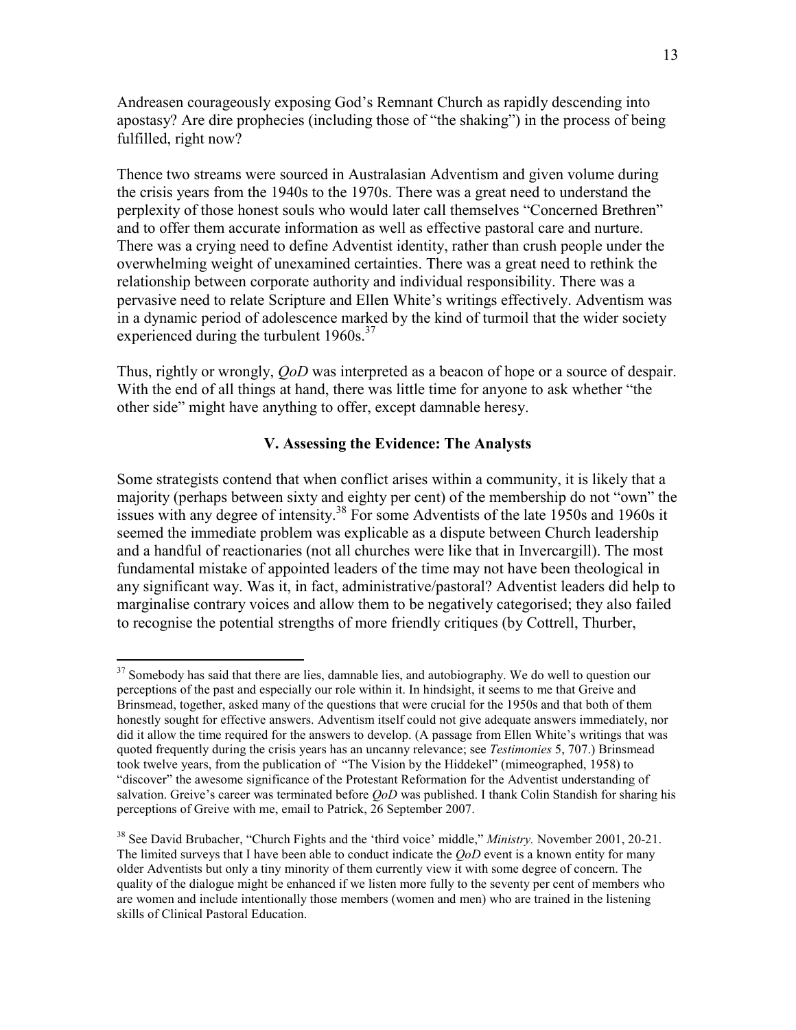Andreasen courageously exposing God's Remnant Church as rapidly descending into apostasy? Are dire prophecies (including those of "the shaking") in the process of being fulfilled, right now?

Thence two streams were sourced in Australasian Adventism and given volume during the crisis years from the 1940s to the 1970s. There was a great need to understand the perplexity of those honest souls who would later call themselves "Concerned Brethren" and to offer them accurate information as well as effective pastoral care and nurture. There was a crying need to define Adventist identity, rather than crush people under the overwhelming weight of unexamined certainties. There was a great need to rethink the relationship between corporate authority and individual responsibility. There was a pervasive need to relate Scripture and Ellen White's writings effectively. Adventism was in a dynamic period of adolescence marked by the kind of turmoil that the wider society experienced during the turbulent 1960s.[37]

Thus, rightly or wrongly, *QoD* was interpreted as a beacon of hope or a source of despair. With the end of all things at hand, there was little time for anyone to ask whether "the other side" might have anything to offer, except damnable heresy.

### V. Assessing the Evidence: The Analysts

Some strategists contend that when conflict arises within a community, it is likely that a majority (perhaps between sixty and eighty per cent) of the membership do not "own" the issues with any degree of intensity.[38] For some Adventists of the late 1950s and 1960s it seemed the immediate problem was explicable as a dispute between Church leadership and a handful of reactionaries (not all churches were like that in Invercargill). The most fundamental mistake of appointed leaders of the time may not have been theological in any significant way. Was it, in fact, administrative/pastoral? Adventist leaders did help to marginalise contrary voices and allow them to be negatively categorised; they also failed to recognise the potential strengths of more friendly critiques (by Cottrell, Thurber,

---

[37] Somebody has said that there are lies, damnable lies, and autobiography. We do well to question our perceptions of the past and especially our role within it. In hindsight, it seems to me that Greive and Brinsmead, together, asked many of the questions that were crucial for the 1950s and that both of them honestly sought for effective answers. Adventism itself could not give adequate answers immediately, nor did it allow the time required for the answers to develop. (A passage from Ellen White's writings that was quoted frequently during the crisis years has an uncanny relevance; see *Testimonies* 5, 707.) Brinsmead took twelve years, from the publication of "The Vision by the Hiddekel" (mimeographed, 1958) to "discover" the awesome significance of the Protestant Reformation for the Adventist understanding of salvation. Greive's career was terminated before *QoD* was published. I thank Colin Standish for sharing his perceptions of Greive with me, email to Patrick, 26 September 2007.

[38] See David Brubacher, "Church Fights and the 'third voice' middle," *Ministry.* November 2001, 20-21. The limited surveys that I have been able to conduct indicate the *QoD* event is a known entity for many older Adventists but only a tiny minority of them currently view it with some degree of concern. The quality of the dialogue might be enhanced if we listen more fully to the seventy per cent of members who are women and include intentionally those members (women and men) who are trained in the listening skills of Clinical Pastoral Education.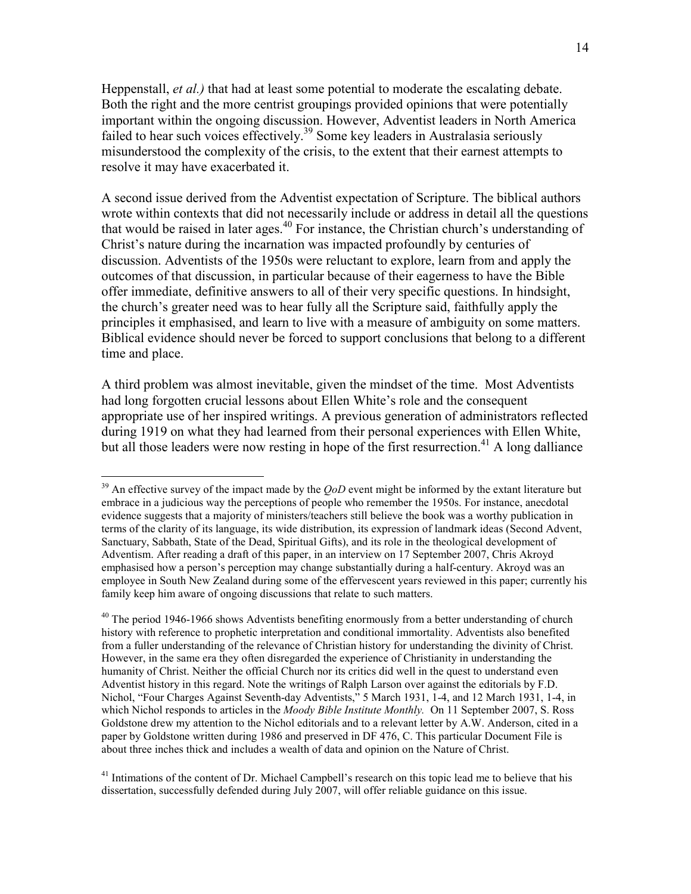Heppenstall, *et al.)* that had at least some potential to moderate the escalating debate. Both the right and the more centrist groupings provided opinions that were potentially important within the ongoing discussion. However, Adventist leaders in North America failed to hear such voices effectively.[39] Some key leaders in Australasia seriously misunderstood the complexity of the crisis, to the extent that their earnest attempts to resolve it may have exacerbated it.

A second issue derived from the Adventist expectation of Scripture. The biblical authors wrote within contexts that did not necessarily include or address in detail all the questions that would be raised in later ages.[40] For instance, the Christian church's understanding of Christ's nature during the incarnation was impacted profoundly by centuries of discussion. Adventists of the 1950s were reluctant to explore, learn from and apply the outcomes of that discussion, in particular because of their eagerness to have the Bible offer immediate, definitive answers to all of their very specific questions. In hindsight, the church's greater need was to hear fully all the Scripture said, faithfully apply the principles it emphasised, and learn to live with a measure of ambiguity on some matters. Biblical evidence should never be forced to support conclusions that belong to a different time and place.

A third problem was almost inevitable, given the mindset of the time. Most Adventists had long forgotten crucial lessons about Ellen White's role and the consequent appropriate use of her inspired writings. A previous generation of administrators reflected during 1919 on what they had learned from their personal experiences with Ellen White, but all those leaders were now resting in hope of the first resurrection.[41] A long dalliance

---

[39] An effective survey of the impact made by the *QoD* event might be informed by the extant literature but embrace in a judicious way the perceptions of people who remember the 1950s. For instance, anecdotal evidence suggests that a majority of ministers/teachers still believe the book was a worthy publication in terms of the clarity of its language, its wide distribution, its expression of landmark ideas (Second Advent, Sanctuary, Sabbath, State of the Dead, Spiritual Gifts), and its role in the theological development of Adventism. After reading a draft of this paper, in an interview on 17 September 2007, Chris Akroyd emphasised how a person's perception may change substantially during a half-century. Akroyd was an employee in South New Zealand during some of the effervescent years reviewed in this paper; currently his family keep him aware of ongoing discussions that relate to such matters.

[40] The period 1946-1966 shows Adventists benefiting enormously from a better understanding of church history with reference to prophetic interpretation and conditional immortality. Adventists also benefited from a fuller understanding of the relevance of Christian history for understanding the divinity of Christ. However, in the same era they often disregarded the experience of Christianity in understanding the humanity of Christ. Neither the official Church nor its critics did well in the quest to understand even Adventist history in this regard. Note the writings of Ralph Larson over against the editorials by F.D. Nichol, "Four Charges Against Seventh-day Adventists," 5 March 1931, 1-4, and 12 March 1931, 1-4, in which Nichol responds to articles in the *Moody Bible Institute Monthly.* On 11 September 2007, S. Ross Goldstone drew my attention to the Nichol editorials and to a relevant letter by A.W. Anderson, cited in a paper by Goldstone written during 1986 and preserved in DF 476, C. This particular Document File is about three inches thick and includes a wealth of data and opinion on the Nature of Christ.

[41] Intimations of the content of Dr. Michael Campbell's research on this topic lead me to believe that his dissertation, successfully defended during July 2007, will offer reliable guidance on this issue.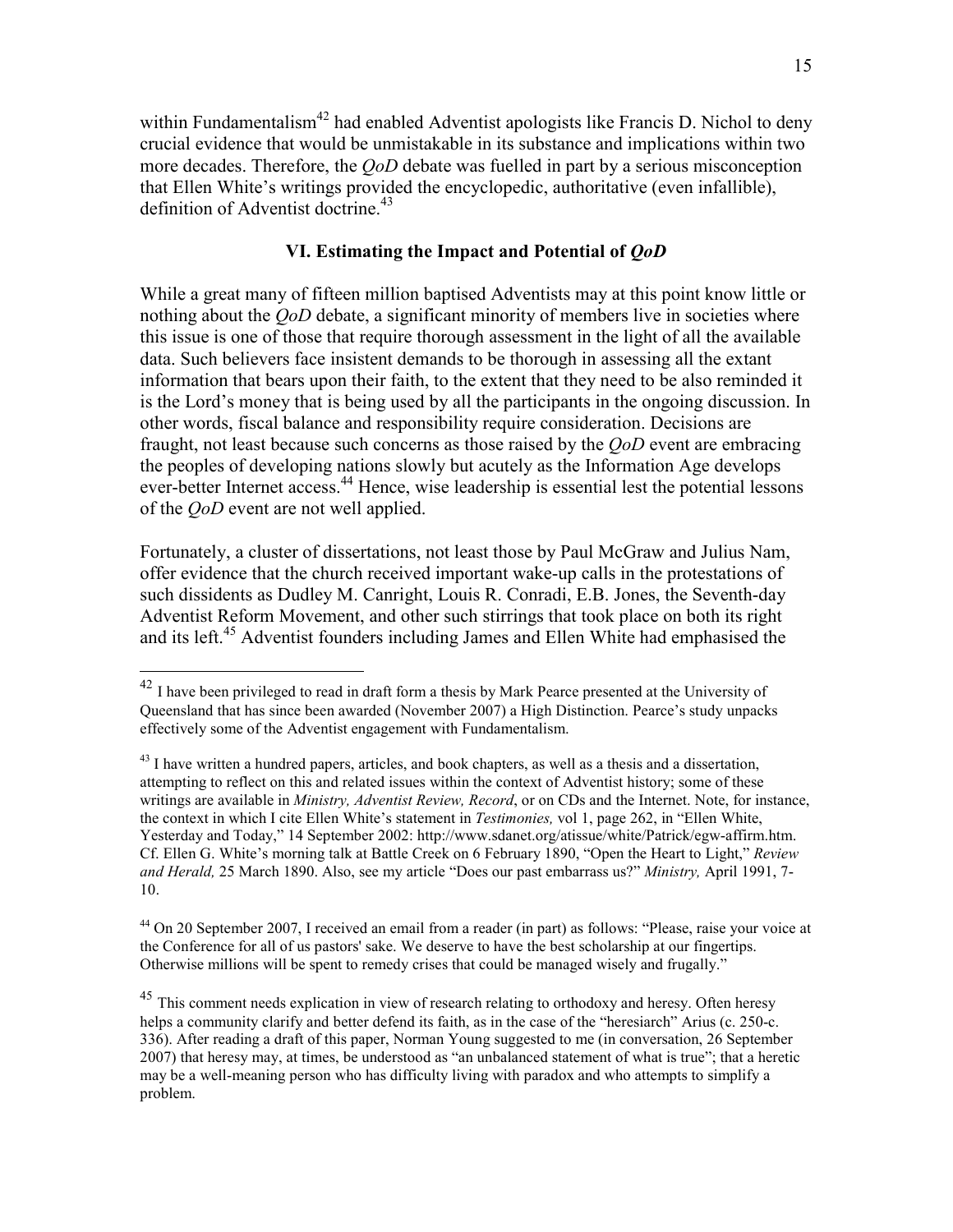within Fundamentalism[42] had enabled Adventist apologists like Francis D. Nichol to deny crucial evidence that would be unmistakable in its substance and implications within two more decades. Therefore, the *QoD* debate was fuelled in part by a serious misconception that Ellen White's writings provided the encyclopedic, authoritative (even infallible), definition of Adventist doctrine.[43]

## VI. Estimating the Impact and Potential of *QoD*

While a great many of fifteen million baptised Adventists may at this point know little or nothing about the *QoD* debate, a significant minority of members live in societies where this issue is one of those that require thorough assessment in the light of all the available data. Such believers face insistent demands to be thorough in assessing all the extant information that bears upon their faith, to the extent that they need to be also reminded it is the Lord's money that is being used by all the participants in the ongoing discussion. In other words, fiscal balance and responsibility require consideration. Decisions are fraught, not least because such concerns as those raised by the *QoD* event are embracing the peoples of developing nations slowly but acutely as the Information Age develops ever-better Internet access.[44] Hence, wise leadership is essential lest the potential lessons of the *QoD* event are not well applied.

Fortunately, a cluster of dissertations, not least those by Paul McGraw and Julius Nam, offer evidence that the church received important wake-up calls in the protestations of such dissidents as Dudley M. Canright, Louis R. Conradi, E.B. Jones, the Seventh-day Adventist Reform Movement, and other such stirrings that took place on both its right and its left.[45] Adventist founders including James and Ellen White had emphasised the

---

[42] I have been privileged to read in draft form a thesis by Mark Pearce presented at the University of Queensland that has since been awarded (November 2007) a High Distinction. Pearce's study unpacks effectively some of the Adventist engagement with Fundamentalism.

[43] I have written a hundred papers, articles, and book chapters, as well as a thesis and a dissertation, attempting to reflect on this and related issues within the context of Adventist history; some of these writings are available in *Ministry, Adventist Review, Record*, or on CDs and the Internet. Note, for instance, the context in which I cite Ellen White's statement in *Testimonies,* vol 1, page 262, in "Ellen White, Yesterday and Today," 14 September 2002: http://www.sdanet.org/atissue/white/Patrick/egw-affirm.htm. Cf. Ellen G. White's morning talk at Battle Creek on 6 February 1890, "Open the Heart to Light," *Review and Herald,* 25 March 1890. Also, see my article "Does our past embarrass us?" *Ministry,* April 1991, 7-10.

[44] On 20 September 2007, I received an email from a reader (in part) as follows: "Please, raise your voice at the Conference for all of us pastors' sake. We deserve to have the best scholarship at our fingertips. Otherwise millions will be spent to remedy crises that could be managed wisely and frugally."

[45] This comment needs explication in view of research relating to orthodoxy and heresy. Often heresy helps a community clarify and better defend its faith, as in the case of the "heresiarch" Arius (c. 250-c. 336). After reading a draft of this paper, Norman Young suggested to me (in conversation, 26 September 2007) that heresy may, at times, be understood as "an unbalanced statement of what is true"; that a heretic may be a well-meaning person who has difficulty living with paradox and who attempts to simplify a problem.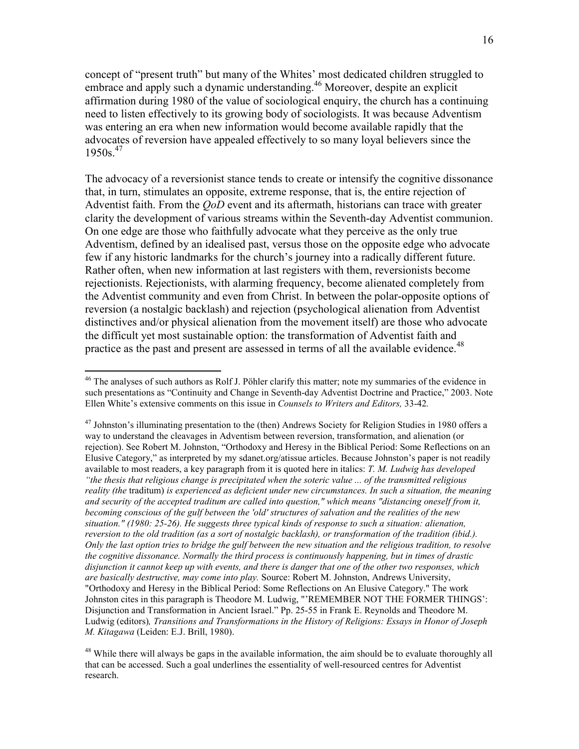concept of "present truth" but many of the Whites' most dedicated children struggled to embrace and apply such a dynamic understanding.[46] Moreover, despite an explicit affirmation during 1980 of the value of sociological enquiry, the church has a continuing need to listen effectively to its growing body of sociologists. It was because Adventism was entering an era when new information would become available rapidly that the advocates of reversion have appealed effectively to so many loyal believers since the 1950s.[47]

The advocacy of a reversionist stance tends to create or intensify the cognitive dissonance that, in turn, stimulates an opposite, extreme response, that is, the entire rejection of Adventist faith. From the *QoD* event and its aftermath, historians can trace with greater clarity the development of various streams within the Seventh-day Adventist communion. On one edge are those who faithfully advocate what they perceive as the only true Adventism, defined by an idealised past, versus those on the opposite edge who advocate few if any historic landmarks for the church's journey into a radically different future. Rather often, when new information at last registers with them, reversionists become rejectionists. Rejectionists, with alarming frequency, become alienated completely from the Adventist community and even from Christ. In between the polar-opposite options of reversion (a nostalgic backlash) and rejection (psychological alienation from Adventist distinctives and/or physical alienation from the movement itself) are those who advocate the difficult yet most sustainable option: the transformation of Adventist faith and practice as the past and present are assessed in terms of all the available evidence.[48]

---

[46] The analyses of such authors as Rolf J. Pöhler clarify this matter; note my summaries of the evidence in such presentations as "Continuity and Change in Seventh-day Adventist Doctrine and Practice," 2003. Note Ellen White's extensive comments on this issue in *Counsels to Writers and Editors,* 33-42.

[47] Johnston's illuminating presentation to the (then) Andrews Society for Religion Studies in 1980 offers a way to understand the cleavages in Adventism between reversion, transformation, and alienation (or rejection). See Robert M. Johnston, "Orthodoxy and Heresy in the Biblical Period: Some Reflections on an Elusive Category," as interpreted by my sdanet.org/atissue articles. Because Johnston's paper is not readily available to most readers, a key paragraph from it is quoted here in italics: *T. M. Ludwig has developed "the thesis that religious change is precipitated when the soteric value ... of the transmitted religious reality (the* traditum) *is experienced as deficient under new circumstances. In such a situation, the meaning and security of the accepted traditum are called into question," which means "distancing oneself from it, becoming conscious of the gulf between the 'old' structures of salvation and the realities of the new situation." (1980: 25-26). He suggests three typical kinds of response to such a situation: alienation, reversion to the old tradition (as a sort of nostalgic backlash), or transformation of the tradition (ibid.). Only the last option tries to bridge the gulf between the new situation and the religious tradition, to resolve the cognitive dissonance. Normally the third process is continuously happening, but in times of drastic disjunction it cannot keep up with events, and there is danger that one of the other two responses, which are basically destructive, may come into play.* Source: Robert M. Johnston, Andrews University, "Orthodoxy and Heresy in the Biblical Period: Some Reflections on An Elusive Category." The work Johnston cites in this paragraph is Theodore M. Ludwig, "'REMEMBER NOT THE FORMER THINGS': Disjunction and Transformation in Ancient Israel." Pp. 25-55 in Frank E. Reynolds and Theodore M. Ludwig (editors), *Transitions and Transformations in the History of Religions: Essays in Honor of Joseph M. Kitagawa* (Leiden: E.J. Brill, 1980).

[48] While there will always be gaps in the available information, the aim should be to evaluate thoroughly all that can be accessed. Such a goal underlines the essentiality of well-resourced centres for Adventist research.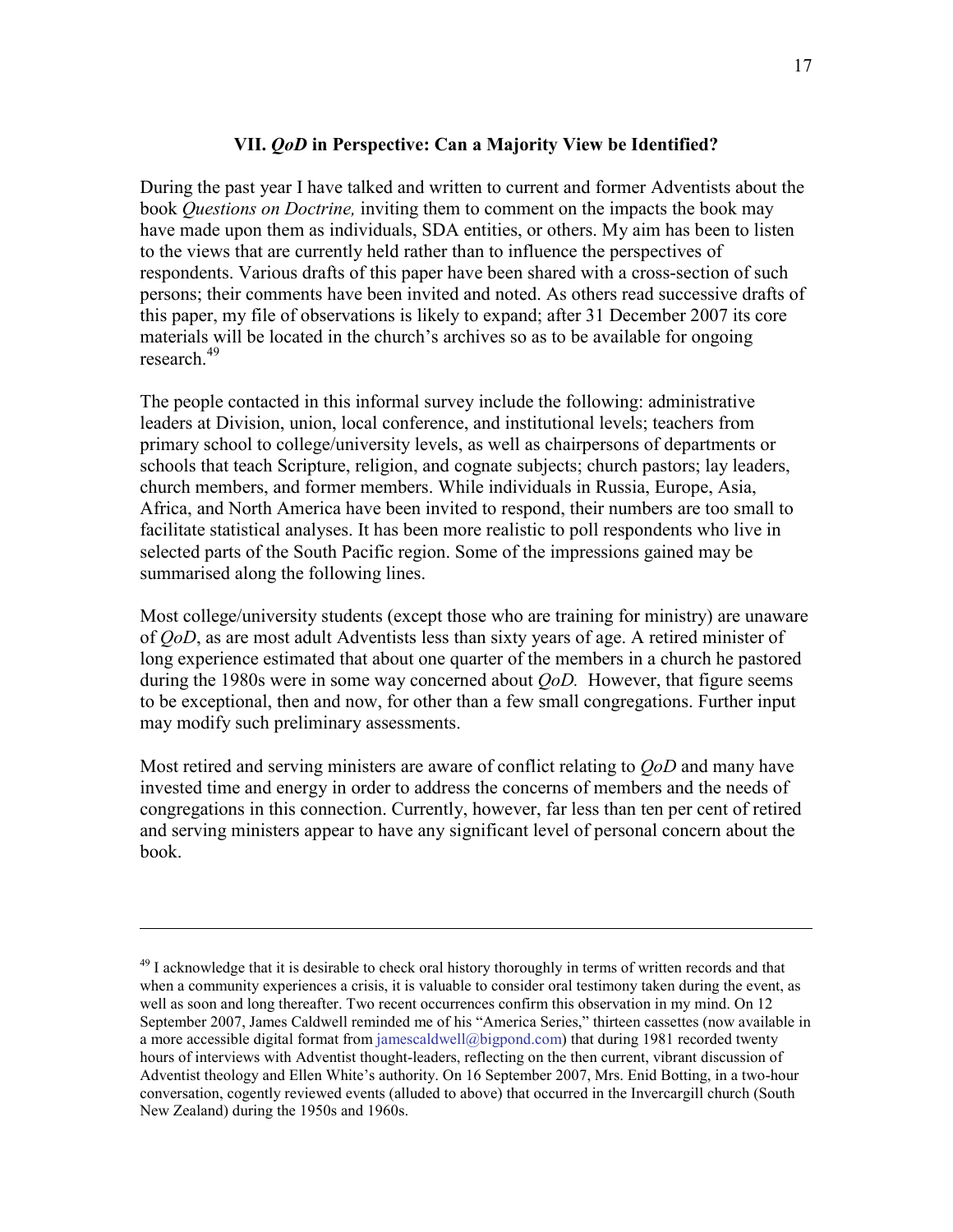### VII. *QoD* in Perspective: Can a Majority View be Identified?

During the past year I have talked and written to current and former Adventists about the book *Questions on Doctrine,* inviting them to comment on the impacts the book may have made upon them as individuals, SDA entities, or others. My aim has been to listen to the views that are currently held rather than to influence the perspectives of respondents. Various drafts of this paper have been shared with a cross-section of such persons; their comments have been invited and noted. As others read successive drafts of this paper, my file of observations is likely to expand; after 31 December 2007 its core materials will be located in the church's archives so as to be available for ongoing research.[49]

The people contacted in this informal survey include the following: administrative leaders at Division, union, local conference, and institutional levels; teachers from primary school to college/university levels, as well as chairpersons of departments or schools that teach Scripture, religion, and cognate subjects; church pastors; lay leaders, church members, and former members. While individuals in Russia, Europe, Asia, Africa, and North America have been invited to respond, their numbers are too small to facilitate statistical analyses. It has been more realistic to poll respondents who live in selected parts of the South Pacific region. Some of the impressions gained may be summarised along the following lines.

Most college/university students (except those who are training for ministry) are unaware of *QoD*, as are most adult Adventists less than sixty years of age. A retired minister of long experience estimated that about one quarter of the members in a church he pastored during the 1980s were in some way concerned about *QoD.* However, that figure seems to be exceptional, then and now, for other than a few small congregations. Further input may modify such preliminary assessments.

Most retired and serving ministers are aware of conflict relating to *QoD* and many have invested time and energy in order to address the concerns of members and the needs of congregations in this connection. Currently, however, far less than ten per cent of retired and serving ministers appear to have any significant level of personal concern about the book.

---

[49] I acknowledge that it is desirable to check oral history thoroughly in terms of written records and that when a community experiences a crisis, it is valuable to consider oral testimony taken during the event, as well as soon and long thereafter. Two recent occurrences confirm this observation in my mind. On 12 September 2007, James Caldwell reminded me of his "America Series," thirteen cassettes (now available in a more accessible digital format from jamescaldwell@bigpond.com) that during 1981 recorded twenty hours of interviews with Adventist thought-leaders, reflecting on the then current, vibrant discussion of Adventist theology and Ellen White's authority. On 16 September 2007, Mrs. Enid Botting, in a two-hour conversation, cogently reviewed events (alluded to above) that occurred in the Invercargill church (South New Zealand) during the 1950s and 1960s.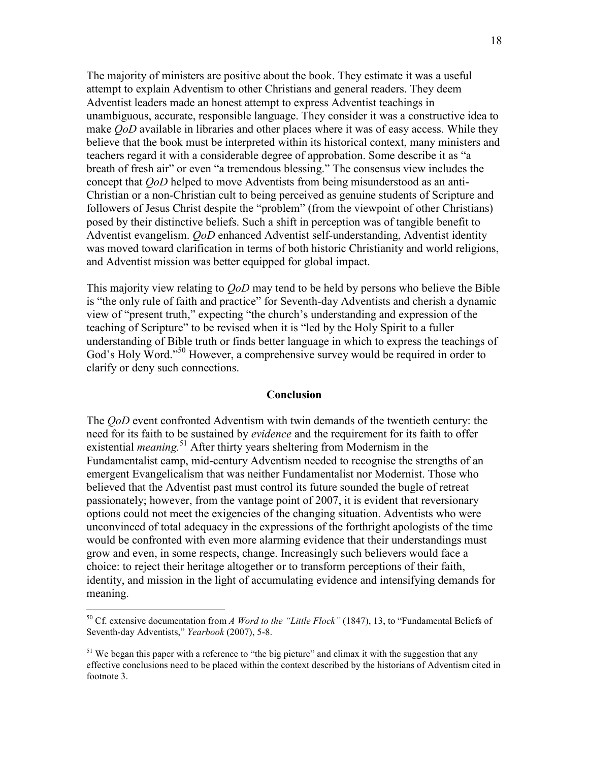The majority of ministers are positive about the book. They estimate it was a useful attempt to explain Adventism to other Christians and general readers. They deem Adventist leaders made an honest attempt to express Adventist teachings in unambiguous, accurate, responsible language. They consider it was a constructive idea to make *QoD* available in libraries and other places where it was of easy access. While they believe that the book must be interpreted within its historical context, many ministers and teachers regard it with a considerable degree of approbation. Some describe it as "a breath of fresh air" or even "a tremendous blessing." The consensus view includes the concept that *QoD* helped to move Adventists from being misunderstood as an anti-Christian or a non-Christian cult to being perceived as genuine students of Scripture and followers of Jesus Christ despite the "problem" (from the viewpoint of other Christians) posed by their distinctive beliefs. Such a shift in perception was of tangible benefit to Adventist evangelism. *QoD* enhanced Adventist self-understanding, Adventist identity was moved toward clarification in terms of both historic Christianity and world religions, and Adventist mission was better equipped for global impact.

This majority view relating to *QoD* may tend to be held by persons who believe the Bible is "the only rule of faith and practice" for Seventh-day Adventists and cherish a dynamic view of "present truth," expecting "the church's understanding and expression of the teaching of Scripture" to be revised when it is "led by the Holy Spirit to a fuller understanding of Bible truth or finds better language in which to express the teachings of God's Holy Word."[50] However, a comprehensive survey would be required in order to clarify or deny such connections.

## Conclusion

The *QoD* event confronted Adventism with twin demands of the twentieth century: the need for its faith to be sustained by *evidence* and the requirement for its faith to offer existential *meaning.*[51] After thirty years sheltering from Modernism in the Fundamentalist camp, mid-century Adventism needed to recognise the strengths of an emergent Evangelicalism that was neither Fundamentalist nor Modernist. Those who believed that the Adventist past must control its future sounded the bugle of retreat passionately; however, from the vantage point of 2007, it is evident that reversionary options could not meet the exigencies of the changing situation. Adventists who were unconvinced of total adequacy in the expressions of the forthright apologists of the time would be confronted with even more alarming evidence that their understandings must grow and even, in some respects, change. Increasingly such believers would face a choice: to reject their heritage altogether or to transform perceptions of their faith, identity, and mission in the light of accumulating evidence and intensifying demands for meaning.

---

[50] Cf. extensive documentation from *A Word to the "Little Flock"* (1847), 13, to "Fundamental Beliefs of Seventh-day Adventists," *Yearbook* (2007), 5-8.

[51] We began this paper with a reference to "the big picture" and climax it with the suggestion that any effective conclusions need to be placed within the context described by the historians of Adventism cited in footnote 3.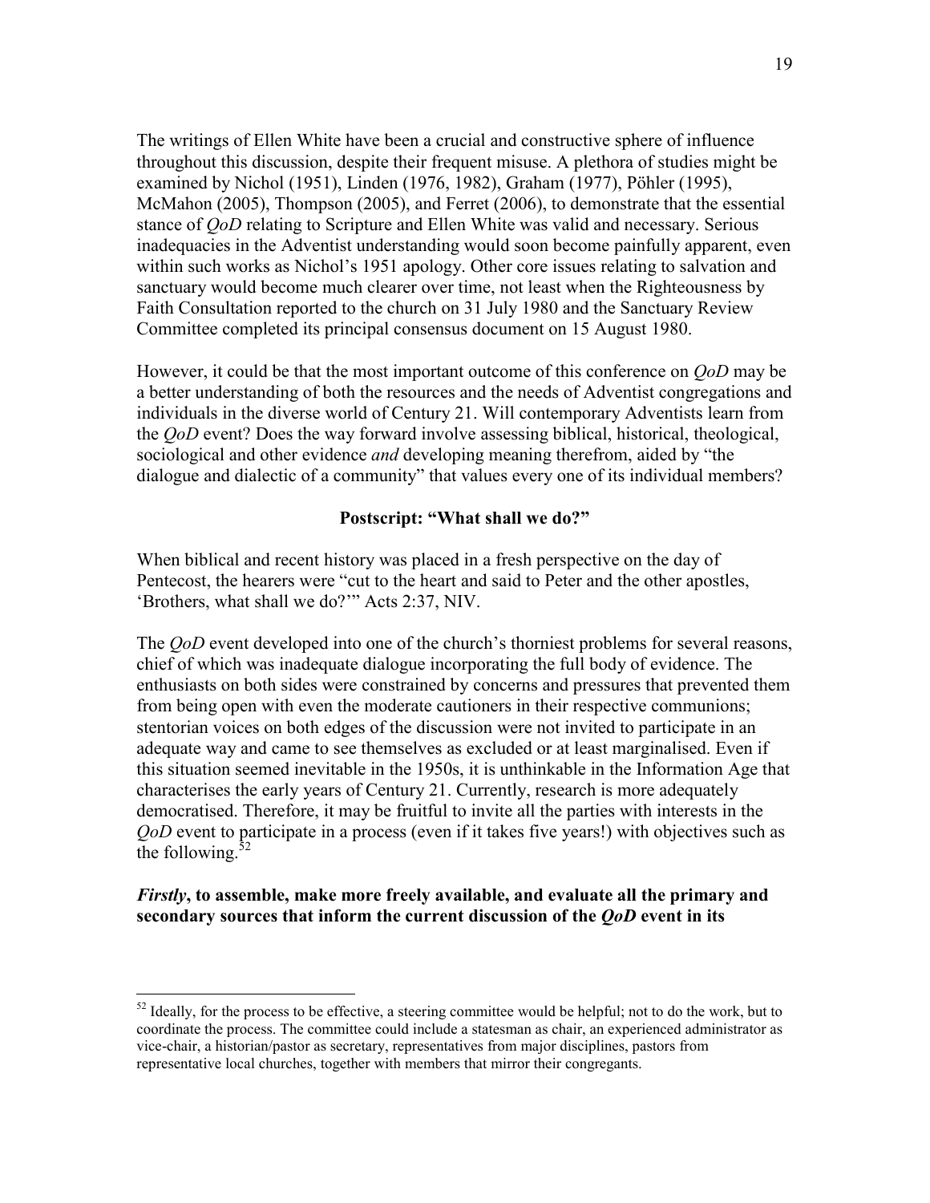The writings of Ellen White have been a crucial and constructive sphere of influence throughout this discussion, despite their frequent misuse. A plethora of studies might be examined by Nichol (1951), Linden (1976, 1982), Graham (1977), Pöhler (1995), McMahon (2005), Thompson (2005), and Ferret (2006), to demonstrate that the essential stance of *QoD* relating to Scripture and Ellen White was valid and necessary. Serious inadequacies in the Adventist understanding would soon become painfully apparent, even within such works as Nichol's 1951 apology. Other core issues relating to salvation and sanctuary would become much clearer over time, not least when the Righteousness by Faith Consultation reported to the church on 31 July 1980 and the Sanctuary Review Committee completed its principal consensus document on 15 August 1980.

However, it could be that the most important outcome of this conference on *QoD* may be a better understanding of both the resources and the needs of Adventist congregations and individuals in the diverse world of Century 21. Will contemporary Adventists learn from the *QoD* event? Does the way forward involve assessing biblical, historical, theological, sociological and other evidence *and* developing meaning therefrom, aided by "the dialogue and dialectic of a community" that values every one of its individual members?

## Postscript: "What shall we do?"

When biblical and recent history was placed in a fresh perspective on the day of Pentecost, the hearers were "cut to the heart and said to Peter and the other apostles, 'Brothers, what shall we do?'" Acts 2:37, NIV.

The *QoD* event developed into one of the church's thorniest problems for several reasons, chief of which was inadequate dialogue incorporating the full body of evidence. The enthusiasts on both sides were constrained by concerns and pressures that prevented them from being open with even the moderate cautioners in their respective communions; stentorian voices on both edges of the discussion were not invited to participate in an adequate way and came to see themselves as excluded or at least marginalised. Even if this situation seemed inevitable in the 1950s, it is unthinkable in the Information Age that characterises the early years of Century 21. Currently, research is more adequately democratised. Therefore, it may be fruitful to invite all the parties with interests in the *QoD* event to participate in a process (even if it takes five years!) with objectives such as the following.[52]

***Firstly*, to assemble, make more freely available, and evaluate all the primary and secondary sources that inform the current discussion of the *QoD* event in its**

[52] Ideally, for the process to be effective, a steering committee would be helpful; not to do the work, but to coordinate the process. The committee could include a statesman as chair, an experienced administrator as vice-chair, a historian/pastor as secretary, representatives from major disciplines, pastors from representative local churches, together with members that mirror their congregants.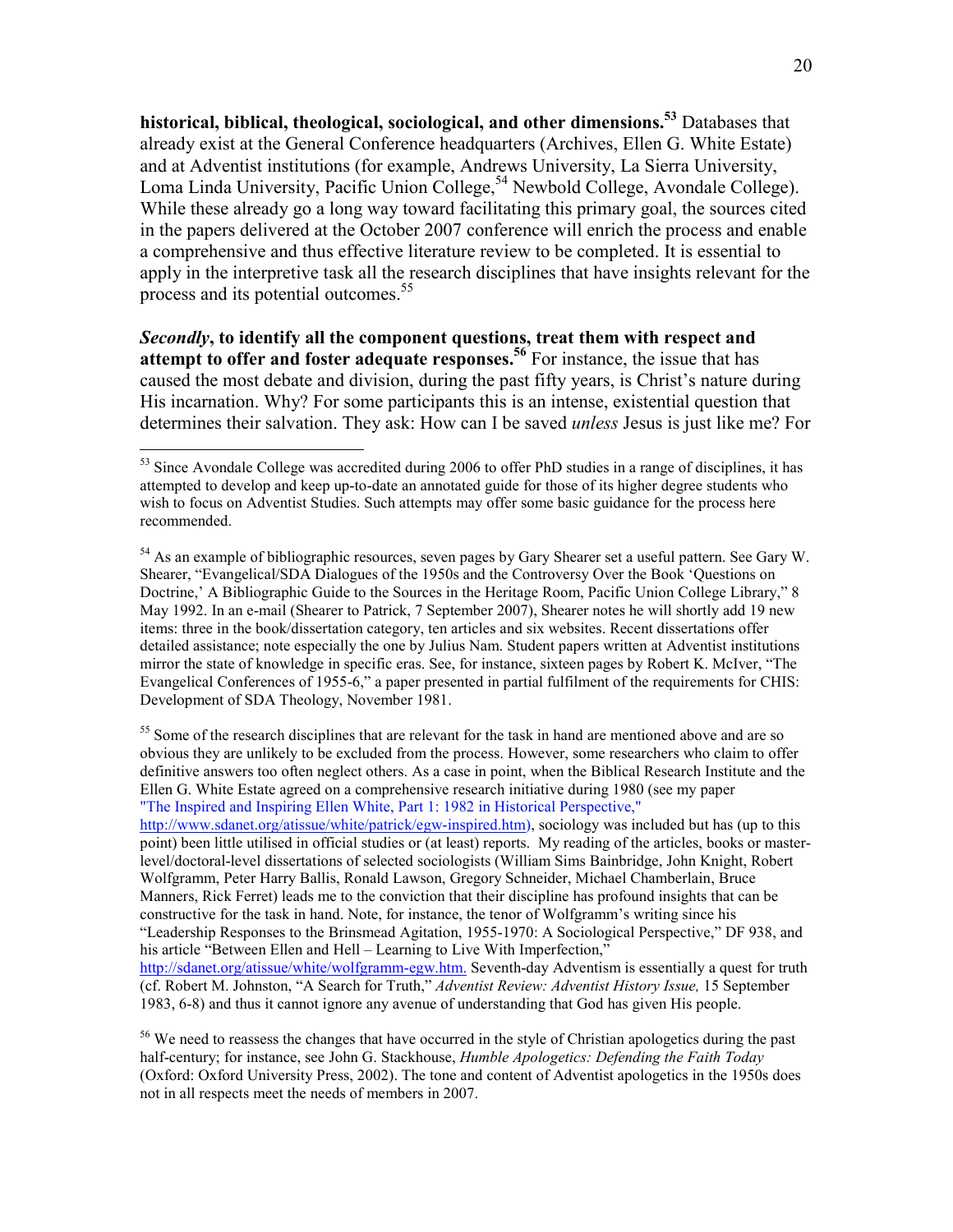**historical, biblical, theological, sociological, and other dimensions.**[53] Databases that already exist at the General Conference headquarters (Archives, Ellen G. White Estate) and at Adventist institutions (for example, Andrews University, La Sierra University, Loma Linda University, Pacific Union College,[54] Newbold College, Avondale College). While these already go a long way toward facilitating this primary goal, the sources cited in the papers delivered at the October 2007 conference will enrich the process and enable a comprehensive and thus effective literature review to be completed. It is essential to apply in the interpretive task all the research disciplines that have insights relevant for the process and its potential outcomes.[55]

***Secondly*, to identify all the component questions, treat them with respect and attempt to offer and foster adequate responses.**[56] For instance, the issue that has caused the most debate and division, during the past fifty years, is Christ's nature during His incarnation. Why? For some participants this is an intense, existential question that determines their salvation. They ask: How can I be saved *unless* Jesus is just like me? For

---

[53] Since Avondale College was accredited during 2006 to offer PhD studies in a range of disciplines, it has attempted to develop and keep up-to-date an annotated guide for those of its higher degree students who wish to focus on Adventist Studies. Such attempts may offer some basic guidance for the process here recommended.

[54] As an example of bibliographic resources, seven pages by Gary Shearer set a useful pattern. See Gary W. Shearer, "Evangelical/SDA Dialogues of the 1950s and the Controversy Over the Book 'Questions on Doctrine,' A Bibliographic Guide to the Sources in the Heritage Room, Pacific Union College Library," 8 May 1992. In an e-mail (Shearer to Patrick, 7 September 2007), Shearer notes he will shortly add 19 new items: three in the book/dissertation category, ten articles and six websites. Recent dissertations offer detailed assistance; note especially the one by Julius Nam. Student papers written at Adventist institutions mirror the state of knowledge in specific eras. See, for instance, sixteen pages by Robert K. McIver, "The Evangelical Conferences of 1955-6," a paper presented in partial fulfilment of the requirements for CHIS: Development of SDA Theology, November 1981.

[55] Some of the research disciplines that are relevant for the task in hand are mentioned above and are so obvious they are unlikely to be excluded from the process. However, some researchers who claim to offer definitive answers too often neglect others. As a case in point, when the Biblical Research Institute and the Ellen G. White Estate agreed on a comprehensive research initiative during 1980 (see my paper "The Inspired and Inspiring Ellen White, Part 1: 1982 in Historical Perspective," http://www.sdanet.org/atissue/white/patrick/egw-inspired.htm), sociology was included but has (up to this point) been little utilised in official studies or (at least) reports. My reading of the articles, books or master-level/doctoral-level dissertations of selected sociologists (William Sims Bainbridge, John Knight, Robert Wolfgramm, Peter Harry Ballis, Ronald Lawson, Gregory Schneider, Michael Chamberlain, Bruce Manners, Rick Ferret) leads me to the conviction that their discipline has profound insights that can be constructive for the task in hand. Note, for instance, the tenor of Wolfgramm's writing since his "Leadership Responses to the Brinsmead Agitation, 1955-1970: A Sociological Perspective," DF 938, and his article "Between Ellen and Hell – Learning to Live With Imperfection," http://sdanet.org/atissue/white/wolfgramm-egw.htm. Seventh-day Adventism is essentially a quest for truth (cf. Robert M. Johnston, "A Search for Truth," *Adventist Review: Adventist History Issue,* 15 September 1983, 6-8) and thus it cannot ignore any avenue of understanding that God has given His people.

[56] We need to reassess the changes that have occurred in the style of Christian apologetics during the past half-century; for instance, see John G. Stackhouse, *Humble Apologetics: Defending the Faith Today* (Oxford: Oxford University Press, 2002). The tone and content of Adventist apologetics in the 1950s does not in all respects meet the needs of members in 2007.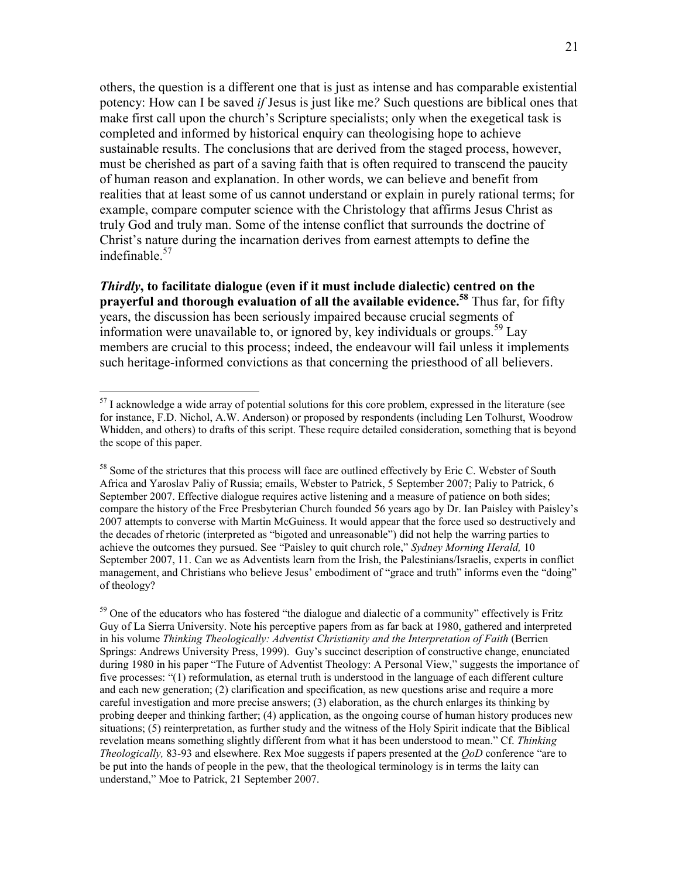others, the question is a different one that is just as intense and has comparable existential potency: How can I be saved *if* Jesus is just like me*?* Such questions are biblical ones that make first call upon the church's Scripture specialists; only when the exegetical task is completed and informed by historical enquiry can theologising hope to achieve sustainable results. The conclusions that are derived from the staged process, however, must be cherished as part of a saving faith that is often required to transcend the paucity of human reason and explanation. In other words, we can believe and benefit from realities that at least some of us cannot understand or explain in purely rational terms; for example, compare computer science with the Christology that affirms Jesus Christ as truly God and truly man. Some of the intense conflict that surrounds the doctrine of Christ's nature during the incarnation derives from earnest attempts to define the indefinable.[57]

***Thirdly*, to facilitate dialogue (even if it must include dialectic) centred on the prayerful and thorough evaluation of all the available evidence.[58]** Thus far, for fifty years, the discussion has been seriously impaired because crucial segments of information were unavailable to, or ignored by, key individuals or groups.[59] Lay members are crucial to this process; indeed, the endeavour will fail unless it implements such heritage-informed convictions as that concerning the priesthood of all believers.

---

[57] I acknowledge a wide array of potential solutions for this core problem, expressed in the literature (see for instance, F.D. Nichol, A.W. Anderson) or proposed by respondents (including Len Tolhurst, Woodrow Whidden, and others) to drafts of this script. These require detailed consideration, something that is beyond the scope of this paper.

[58] Some of the strictures that this process will face are outlined effectively by Eric C. Webster of South Africa and Yaroslav Paliy of Russia; emails, Webster to Patrick, 5 September 2007; Paliy to Patrick, 6 September 2007. Effective dialogue requires active listening and a measure of patience on both sides; compare the history of the Free Presbyterian Church founded 56 years ago by Dr. Ian Paisley with Paisley's 2007 attempts to converse with Martin McGuiness. It would appear that the force used so destructively and the decades of rhetoric (interpreted as "bigoted and unreasonable") did not help the warring parties to achieve the outcomes they pursued. See "Paisley to quit church role," *Sydney Morning Herald,* 10 September 2007, 11. Can we as Adventists learn from the Irish, the Palestinians/Israelis, experts in conflict management, and Christians who believe Jesus' embodiment of "grace and truth" informs even the "doing" of theology?

[59] One of the educators who has fostered "the dialogue and dialectic of a community" effectively is Fritz Guy of La Sierra University. Note his perceptive papers from as far back at 1980, gathered and interpreted in his volume *Thinking Theologically: Adventist Christianity and the Interpretation of Faith* (Berrien Springs: Andrews University Press, 1999). Guy's succinct description of constructive change, enunciated during 1980 in his paper "The Future of Adventist Theology: A Personal View," suggests the importance of five processes: "(1) reformulation, as eternal truth is understood in the language of each different culture and each new generation; (2) clarification and specification, as new questions arise and require a more careful investigation and more precise answers; (3) elaboration, as the church enlarges its thinking by probing deeper and thinking farther; (4) application, as the ongoing course of human history produces new situations; (5) reinterpretation, as further study and the witness of the Holy Spirit indicate that the Biblical revelation means something slightly different from what it has been understood to mean." Cf. *Thinking Theologically,* 83-93 and elsewhere. Rex Moe suggests if papers presented at the *QoD* conference "are to be put into the hands of people in the pew, that the theological terminology is in terms the laity can understand," Moe to Patrick, 21 September 2007.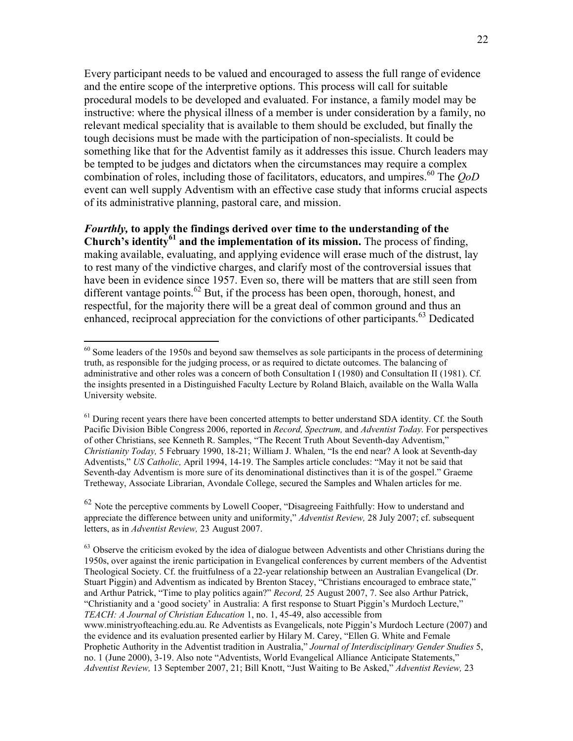Every participant needs to be valued and encouraged to assess the full range of evidence and the entire scope of the interpretive options. This process will call for suitable procedural models to be developed and evaluated. For instance, a family model may be instructive: where the physical illness of a member is under consideration by a family, no relevant medical speciality that is available to them should be excluded, but finally the tough decisions must be made with the participation of non-specialists. It could be something like that for the Adventist family as it addresses this issue. Church leaders may be tempted to be judges and dictators when the circumstances may require a complex combination of roles, including those of facilitators, educators, and umpires.[60] The *QoD* event can well supply Adventism with an effective case study that informs crucial aspects of its administrative planning, pastoral care, and mission.

***Fourthly,* to apply the findings derived over time to the understanding of the Church's identity[61] and the implementation of its mission.** The process of finding, making available, evaluating, and applying evidence will erase much of the distrust, lay to rest many of the vindictive charges, and clarify most of the controversial issues that have been in evidence since 1957. Even so, there will be matters that are still seen from different vantage points.[62] But, if the process has been open, thorough, honest, and respectful, for the majority there will be a great deal of common ground and thus an enhanced, reciprocal appreciation for the convictions of other participants.[63] Dedicated

---

[60] Some leaders of the 1950s and beyond saw themselves as sole participants in the process of determining truth, as responsible for the judging process, or as required to dictate outcomes. The balancing of administrative and other roles was a concern of both Consultation I (1980) and Consultation II (1981). Cf. the insights presented in a Distinguished Faculty Lecture by Roland Blaich, available on the Walla Walla University website.

[61] During recent years there have been concerted attempts to better understand SDA identity. Cf. the South Pacific Division Bible Congress 2006, reported in *Record, Spectrum,* and *Adventist Today.* For perspectives of other Christians, see Kenneth R. Samples, "The Recent Truth About Seventh-day Adventism," *Christianity Today,* 5 February 1990, 18-21; William J. Whalen, "Is the end near? A look at Seventh-day Adventists," *US Catholic,* April 1994, 14-19. The Samples article concludes: "May it not be said that Seventh-day Adventism is more sure of its denominational distinctives than it is of the gospel." Graeme Tretheway, Associate Librarian, Avondale College, secured the Samples and Whalen articles for me.

[62] Note the perceptive comments by Lowell Cooper, "Disagreeing Faithfully: How to understand and appreciate the difference between unity and uniformity," *Adventist Review,* 28 July 2007; cf. subsequent letters, as in *Adventist Review,* 23 August 2007.

[63] Observe the criticism evoked by the idea of dialogue between Adventists and other Christians during the 1950s, over against the irenic participation in Evangelical conferences by current members of the Adventist Theological Society. Cf. the fruitfulness of a 22-year relationship between an Australian Evangelical (Dr. Stuart Piggin) and Adventism as indicated by Brenton Stacey, "Christians encouraged to embrace state," and Arthur Patrick, "Time to play politics again?" *Record,* 25 August 2007, 7. See also Arthur Patrick, "Christianity and a 'good society' in Australia: A first response to Stuart Piggin's Murdoch Lecture," *TEACH: A Journal of Christian Education* 1, no. 1, 45-49, also accessible from www.ministryofteaching.edu.au. Re Adventists as Evangelicals, note Piggin's Murdoch Lecture (2007) and the evidence and its evaluation presented earlier by Hilary M. Carey, "Ellen G. White and Female Prophetic Authority in the Adventist tradition in Australia," *Journal of Interdisciplinary Gender Studies* 5, no. 1 (June 2000), 3-19. Also note "Adventists, World Evangelical Alliance Anticipate Statements," *Adventist Review,* 13 September 2007, 21; Bill Knott, "Just Waiting to Be Asked," *Adventist Review,* 23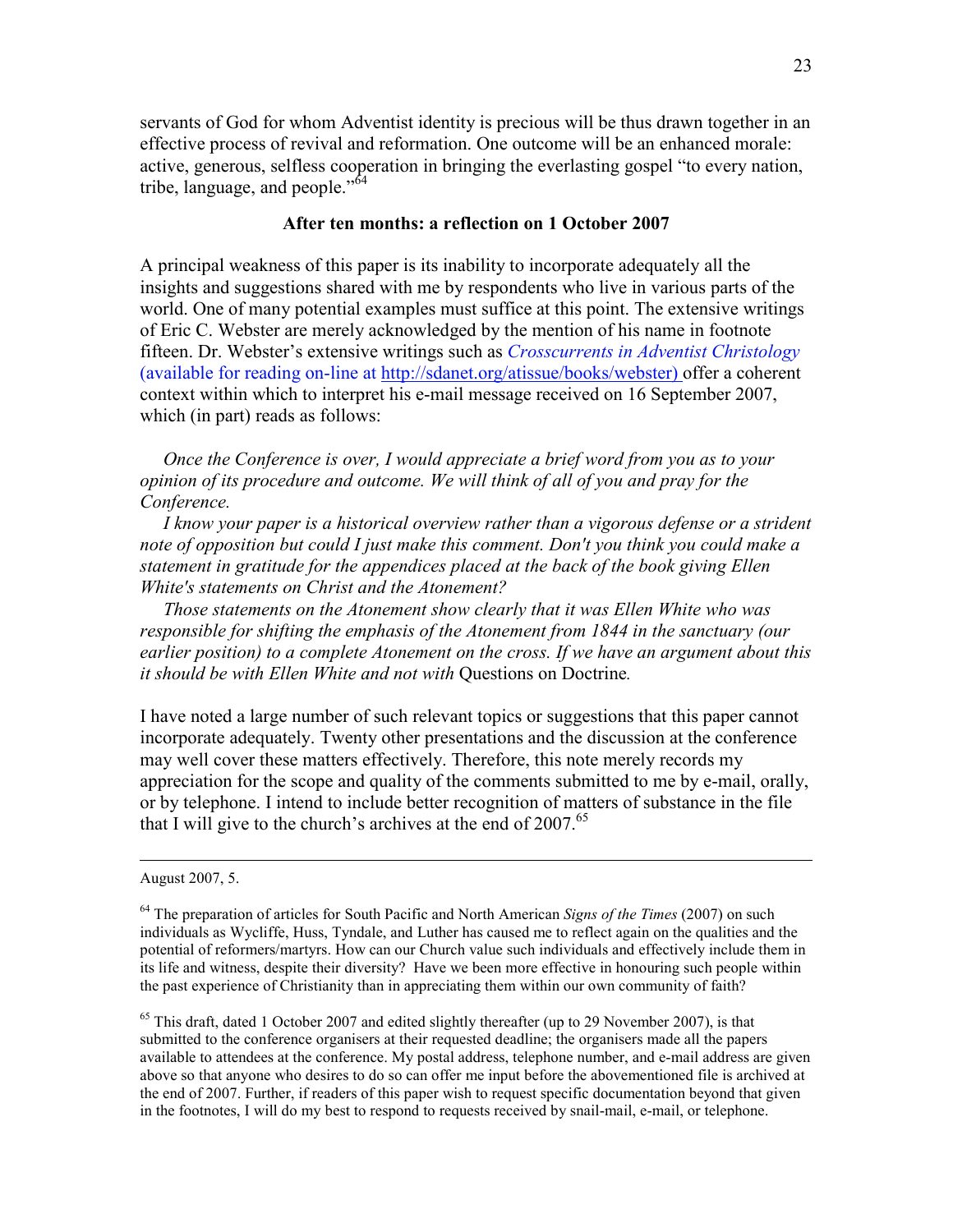servants of God for whom Adventist identity is precious will be thus drawn together in an effective process of revival and reformation. One outcome will be an enhanced morale: active, generous, selfless cooperation in bringing the everlasting gospel "to every nation, tribe, language, and people."[64]

**After ten months: a reflection on 1 October 2007**

A principal weakness of this paper is its inability to incorporate adequately all the insights and suggestions shared with me by respondents who live in various parts of the world. One of many potential examples must suffice at this point. The extensive writings of Eric C. Webster are merely acknowledged by the mention of his name in footnote fifteen. Dr. Webster's extensive writings such as *Crosscurrents in Adventist Christology* (available for reading on-line at http://sdanet.org/atissue/books/webster) offer a coherent context within which to interpret his e-mail message received on 16 September 2007, which (in part) reads as follows:

*Once the Conference is over, I would appreciate a brief word from you as to your opinion of its procedure and outcome. We will think of all of you and pray for the Conference.*

*I know your paper is a historical overview rather than a vigorous defense or a strident note of opposition but could I just make this comment. Don't you think you could make a statement in gratitude for the appendices placed at the back of the book giving Ellen White's statements on Christ and the Atonement?*

*Those statements on the Atonement show clearly that it was Ellen White who was responsible for shifting the emphasis of the Atonement from 1844 in the sanctuary (our earlier position) to a complete Atonement on the cross. If we have an argument about this it should be with Ellen White and not with* Questions on Doctrine*.*

I have noted a large number of such relevant topics or suggestions that this paper cannot incorporate adequately. Twenty other presentations and the discussion at the conference may well cover these matters effectively. Therefore, this note merely records my appreciation for the scope and quality of the comments submitted to me by e-mail, orally, or by telephone. I intend to include better recognition of matters of substance in the file that I will give to the church's archives at the end of 2007.[65]

---

August 2007, 5.

[64] The preparation of articles for South Pacific and North American *Signs of the Times* (2007) on such individuals as Wycliffe, Huss, Tyndale, and Luther has caused me to reflect again on the qualities and the potential of reformers/martyrs. How can our Church value such individuals and effectively include them in its life and witness, despite their diversity? Have we been more effective in honouring such people within the past experience of Christianity than in appreciating them within our own community of faith?

[65] This draft, dated 1 October 2007 and edited slightly thereafter (up to 29 November 2007), is that submitted to the conference organisers at their requested deadline; the organisers made all the papers available to attendees at the conference. My postal address, telephone number, and e-mail address are given above so that anyone who desires to do so can offer me input before the abovementioned file is archived at the end of 2007. Further, if readers of this paper wish to request specific documentation beyond that given in the footnotes, I will do my best to respond to requests received by snail-mail, e-mail, or telephone.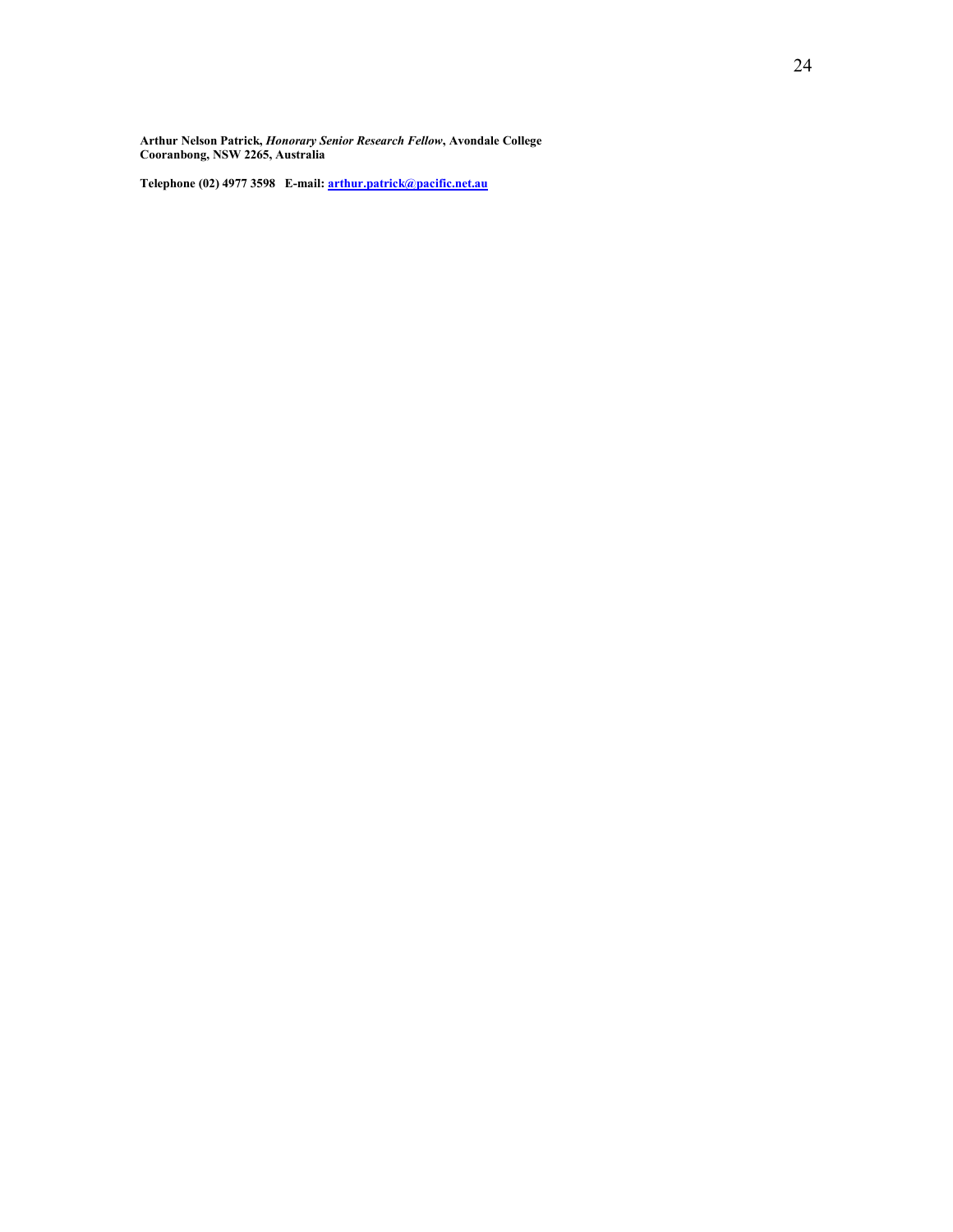**Arthur Nelson Patrick, *Honorary Senior Research Fellow*, Avondale College**
**Cooranbong, NSW 2265, Australia**

**Telephone (02) 4977 3598 E-mail: arthur.patrick@pacific.net.au**